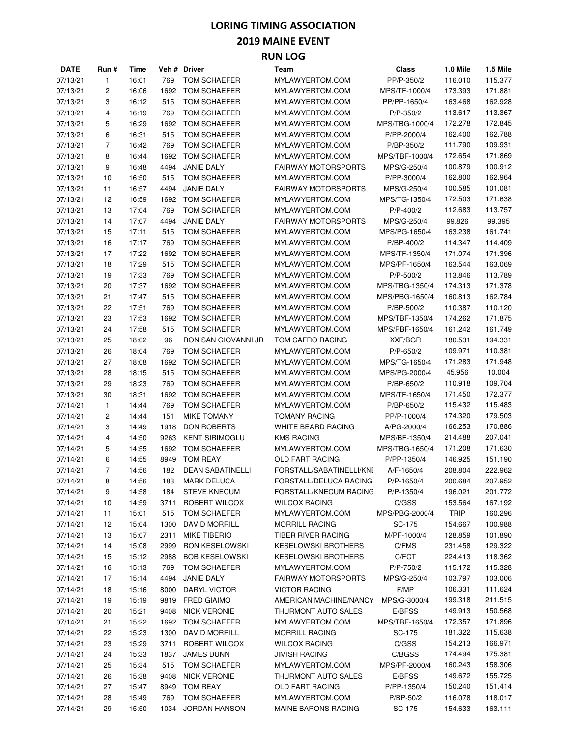# LORING TIMING ASSOCIATION

## 2019 MAINE EVENT

## RUN LOG

| DATE | Run # | Time | Veh # | Driver | Team | Class | 1.0 Mile | 1.5 Mile |
|---|---|---|---|---|---|---|---|---|
| 07/13/21 | 1 | 16:01 | 769 | TOM SCHAEFER | MYLAWYERTOM.COM | PP/P-350/2 | 116.010 | 115.377 |
| 07/13/21 | 2 | 16:06 | 1692 | TOM SCHAEFER | MYLAWYERTOM.COM | MPS/TF-1000/4 | 173.393 | 171.881 |
| 07/13/21 | 3 | 16:12 | 515 | TOM SCHAEFER | MYLAWYERTOM.COM | PP/PP-1650/4 | 163.468 | 162.928 |
| 07/13/21 | 4 | 16:19 | 769 | TOM SCHAEFER | MYLAWYERTOM.COM | P/P-350/2 | 113.617 | 113.367 |
| 07/13/21 | 5 | 16:29 | 1692 | TOM SCHAEFER | MYLAWYERTOM.COM | MPS/TBG-1000/4 | 172.278 | 172.845 |
| 07/13/21 | 6 | 16:31 | 515 | TOM SCHAEFER | MYLAWYERTOM.COM | P/PP-2000/4 | 162.400 | 162.788 |
| 07/13/21 | 7 | 16:42 | 769 | TOM SCHAEFER | MYLAWYERTOM.COM | P/BP-350/2 | 111.790 | 109.931 |
| 07/13/21 | 8 | 16:44 | 1692 | TOM SCHAEFER | MYLAWYERTOM.COM | MPS/TBF-1000/4 | 172.654 | 171.869 |
| 07/13/21 | 9 | 16:48 | 4494 | JANIE DALY | FAIRWAY MOTORSPORTS | MPS/G-250/4 | 100.879 | 100.912 |
| 07/13/21 | 10 | 16:50 | 515 | TOM SCHAEFER | MYLAWYERTOM.COM | P/PP-3000/4 | 162.800 | 162.964 |
| 07/13/21 | 11 | 16:57 | 4494 | JANIE DALY | FAIRWAY MOTORSPORTS | MPS/G-250/4 | 100.585 | 101.081 |
| 07/13/21 | 12 | 16:59 | 1692 | TOM SCHAEFER | MYLAWYERTOM.COM | MPS/TG-1350/4 | 172.503 | 171.638 |
| 07/13/21 | 13 | 17:04 | 769 | TOM SCHAEFER | MYLAWYERTOM.COM | P/P-400/2 | 112.683 | 113.757 |
| 07/13/21 | 14 | 17:07 | 4494 | JANIE DALY | FAIRWAY MOTORSPORTS | MPS/G-250/4 | 99.826 | 99.395 |
| 07/13/21 | 15 | 17:11 | 515 | TOM SCHAEFER | MYLAWYERTOM.COM | MPS/PG-1650/4 | 163.238 | 161.741 |
| 07/13/21 | 16 | 17:17 | 769 | TOM SCHAEFER | MYLAWYERTOM.COM | P/BP-400/2 | 114.347 | 114.409 |
| 07/13/21 | 17 | 17:22 | 1692 | TOM SCHAEFER | MYLAWYERTOM.COM | MPS/TF-1350/4 | 171.074 | 171.396 |
| 07/13/21 | 18 | 17:29 | 515 | TOM SCHAEFER | MYLAWYERTOM.COM | MPS/PF-1650/4 | 163.544 | 163.069 |
| 07/13/21 | 19 | 17:33 | 769 | TOM SCHAEFER | MYLAWYERTOM.COM | P/P-500/2 | 113.846 | 113.789 |
| 07/13/21 | 20 | 17:37 | 1692 | TOM SCHAEFER | MYLAWYERTOM.COM | MPS/TBG-1350/4 | 174.313 | 171.378 |
| 07/13/21 | 21 | 17:47 | 515 | TOM SCHAEFER | MYLAWYERTOM.COM | MPS/PBG-1650/4 | 160.813 | 162.784 |
| 07/13/21 | 22 | 17:51 | 769 | TOM SCHAEFER | MYLAWYERTOM.COM | P/BP-500/2 | 110.387 | 110.120 |
| 07/13/21 | 23 | 17:53 | 1692 | TOM SCHAEFER | MYLAWYERTOM.COM | MPS/TBF-1350/4 | 174.262 | 171.875 |
| 07/13/21 | 24 | 17:58 | 515 | TOM SCHAEFER | MYLAWYERTOM.COM | MPS/PBF-1650/4 | 161.242 | 161.749 |
| 07/13/21 | 25 | 18:02 | 96 | RON SAN GIOVANNI JR | TOM CAFRO RACING | XXF/BGR | 180.531 | 194.331 |
| 07/13/21 | 26 | 18:04 | 769 | TOM SCHAEFER | MYLAWYERTOM.COM | P/P-650/2 | 109.971 | 110.381 |
| 07/13/21 | 27 | 18:08 | 1692 | TOM SCHAEFER | MYLAWYERTOM.COM | MPS/TG-1650/4 | 171.283 | 171.948 |
| 07/13/21 | 28 | 18:15 | 515 | TOM SCHAEFER | MYLAWYERTOM.COM | MPS/PG-2000/4 | 45.956 | 10.004 |
| 07/13/21 | 29 | 18:23 | 769 | TOM SCHAEFER | MYLAWYERTOM.COM | P/BP-650/2 | 110.918 | 109.704 |
| 07/13/21 | 30 | 18:31 | 1692 | TOM SCHAEFER | MYLAWYERTOM.COM | MPS/TF-1650/4 | 171.450 | 172.377 |
| 07/14/21 | 1 | 14:44 | 769 | TOM SCHAEFER | MYLAWYERTOM.COM | P/BP-650/2 | 115.432 | 115.483 |
| 07/14/21 | 2 | 14:44 | 151 | MIKE TOMANY | TOMANY RACING | PP/P-1000/4 | 174.320 | 179.503 |
| 07/14/21 | 3 | 14:49 | 1918 | DON ROBERTS | WHITE BEARD RACING | A/PG-2000/4 | 166.253 | 170.886 |
| 07/14/21 | 4 | 14:50 | 9263 | KENT SIRIMOGLU | KMS RACING | MPS/BF-1350/4 | 214.488 | 207.041 |
| 07/14/21 | 5 | 14:55 | 1692 | TOM SCHAEFER | MYLAWYERTOM.COM | MPS/TBG-1650/4 | 171.208 | 171.630 |
| 07/14/21 | 6 | 14:55 | 8949 | TOM REAY | OLD FART RACING | P/PP-1350/4 | 146.925 | 151.190 |
| 07/14/21 | 7 | 14:56 | 182 | DEAN SABATINELLI | FORSTALL/SABATINELLI/KNE | A/F-1650/4 | 208.804 | 222.962 |
| 07/14/21 | 8 | 14:56 | 183 | MARK DELUCA | FORSTALL/DELUCA RACING | P/P-1650/4 | 200.684 | 207.952 |
| 07/14/21 | 9 | 14:58 | 184 | STEVE KNECUM | FORSTALL/KNECUM RACING | P/P-1350/4 | 196.021 | 201.772 |
| 07/14/21 | 10 | 14:59 | 3711 | ROBERT WILCOX | WILCOX RACING | C/GSS | 153.564 | 167.192 |
| 07/14/21 | 11 | 15:01 | 515 | TOM SCHAEFER | MYLAWYERTOM.COM | MPS/PBG-2000/4 | TRIP | 160.296 |
| 07/14/21 | 12 | 15:04 | 1300 | DAVID MORRILL | MORRILL RACING | SC-175 | 154.667 | 100.988 |
| 07/14/21 | 13 | 15:07 | 2311 | MIKE TIBERIO | TIBER RIVER RACING | M/PF-1000/4 | 128.859 | 101.890 |
| 07/14/21 | 14 | 15:08 | 2999 | RON KESELOWSKI | KESELOWSKI BROTHERS | C/FMS | 231.458 | 129.322 |
| 07/14/21 | 15 | 15:12 | 2988 | BOB KESELOWSKI | KESELOWSKI BROTHERS | C/FCT | 224.413 | 118.362 |
| 07/14/21 | 16 | 15:13 | 769 | TOM SCHAEFER | MYLAWYERTOM.COM | P/P-750/2 | 115.172 | 115.328 |
| 07/14/21 | 17 | 15:14 | 4494 | JANIE DALY | FAIRWAY MOTORSPORTS | MPS/G-250/4 | 103.797 | 103.006 |
| 07/14/21 | 18 | 15:16 | 8000 | DARYL VICTOR | VICTOR RACING | F/MP | 106.331 | 111.624 |
| 07/14/21 | 19 | 15:19 | 9819 | FRED GIAIMO | AMERICAN MACHINE/NANCY | MPS/G-3000/4 | 199.318 | 211.515 |
| 07/14/21 | 20 | 15:21 | 9408 | NICK VERONIE | THURMONT AUTO SALES | E/BFSS | 149.913 | 150.568 |
| 07/14/21 | 21 | 15:22 | 1692 | TOM SCHAEFER | MYLAWYERTOM.COM | MPS/TBF-1650/4 | 172.357 | 171.896 |
| 07/14/21 | 22 | 15:23 | 1300 | DAVID MORRILL | MORRILL RACING | SC-175 | 181.322 | 115.638 |
| 07/14/21 | 23 | 15:29 | 3711 | ROBERT WILCOX | WILCOX RACING | C/GSS | 154.213 | 166.971 |
| 07/14/21 | 24 | 15:33 | 1837 | JAMES DUNN | JIMISH RACING | C/BGSS | 174.494 | 175.381 |
| 07/14/21 | 25 | 15:34 | 515 | TOM SCHAEFER | MYLAWYERTOM.COM | MPS/PF-2000/4 | 160.243 | 158.306 |
| 07/14/21 | 26 | 15:38 | 9408 | NICK VERONIE | THURMONT AUTO SALES | E/BFSS | 149.672 | 155.725 |
| 07/14/21 | 27 | 15:47 | 8949 | TOM REAY | OLD FART RACING | P/PP-1350/4 | 150.240 | 151.414 |
| 07/14/21 | 28 | 15:49 | 769 | TOM SCHAEFER | MYLAWYERTOM.COM | P/BP-50/2 | 116.078 | 118.017 |
| 07/14/21 | 29 | 15:50 | 1034 | JORDAN HANSON | MAINE BARONS RACING | SC-175 | 154.633 | 163.111 |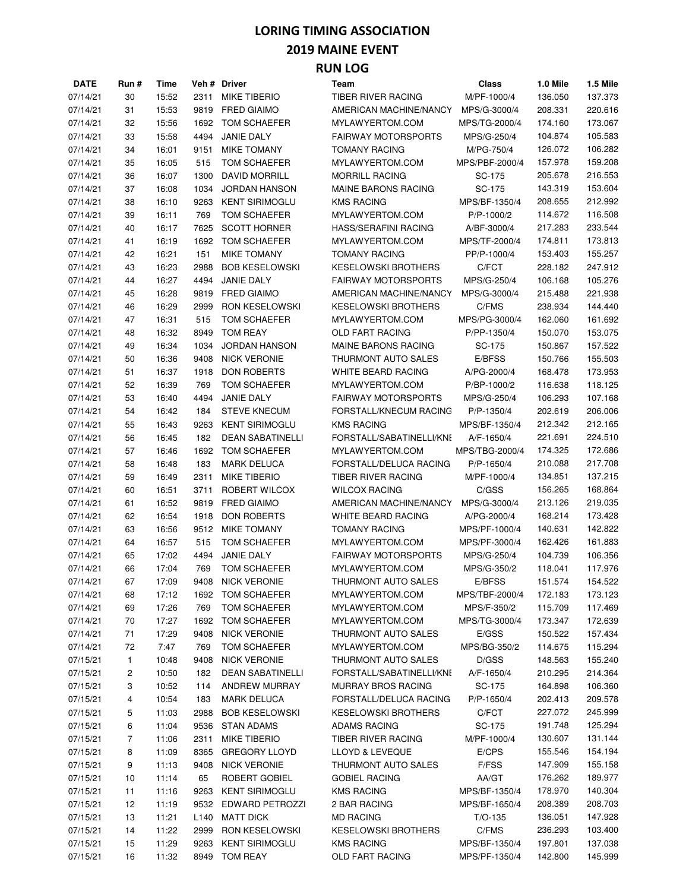# LORING TIMING ASSOCIATION

## 2019 MAINE EVENT

## RUN LOG

| DATE | Run # | Time | Veh # | Driver | Team | Class | 1.0 Mile | 1.5 Mile |
|---|---|---|---|---|---|---|---|---|
| 07/14/21 | 30 | 15:52 | 2311 | MIKE TIBERIO | TIBER RIVER RACING | M/PF-1000/4 | 136.050 | 137.373 |
| 07/14/21 | 31 | 15:53 | 9819 | FRED GIAIMO | AMERICAN MACHINE/NANCY | MPS/G-3000/4 | 208.331 | 220.616 |
| 07/14/21 | 32 | 15:56 | 1692 | TOM SCHAEFER | MYLAWYERTOM.COM | MPS/TG-2000/4 | 174.160 | 173.067 |
| 07/14/21 | 33 | 15:58 | 4494 | JANIE DALY | FAIRWAY MOTORSPORTS | MPS/G-250/4 | 104.874 | 105.583 |
| 07/14/21 | 34 | 16:01 | 9151 | MIKE TOMANY | TOMANY RACING | M/PG-750/4 | 126.072 | 106.282 |
| 07/14/21 | 35 | 16:05 | 515 | TOM SCHAEFER | MYLAWYERTOM.COM | MPS/PBF-2000/4 | 157.978 | 159.208 |
| 07/14/21 | 36 | 16:07 | 1300 | DAVID MORRILL | MORRILL RACING | SC-175 | 205.678 | 216.553 |
| 07/14/21 | 37 | 16:08 | 1034 | JORDAN HANSON | MAINE BARONS RACING | SC-175 | 143.319 | 153.604 |
| 07/14/21 | 38 | 16:10 | 9263 | KENT SIRIMOGLU | KMS RACING | MPS/BF-1350/4 | 208.655 | 212.992 |
| 07/14/21 | 39 | 16:11 | 769 | TOM SCHAEFER | MYLAWYERTOM.COM | P/P-1000/2 | 114.672 | 116.508 |
| 07/14/21 | 40 | 16:17 | 7625 | SCOTT HORNER | HASS/SERAFINI RACING | A/BF-3000/4 | 217.283 | 233.544 |
| 07/14/21 | 41 | 16:19 | 1692 | TOM SCHAEFER | MYLAWYERTOM.COM | MPS/TF-2000/4 | 174.811 | 173.813 |
| 07/14/21 | 42 | 16:21 | 151 | MIKE TOMANY | TOMANY RACING | PP/P-1000/4 | 153.403 | 155.257 |
| 07/14/21 | 43 | 16:23 | 2988 | BOB KESELOWSKI | KESELOWSKI BROTHERS | C/FCT | 228.182 | 247.912 |
| 07/14/21 | 44 | 16:27 | 4494 | JANIE DALY | FAIRWAY MOTORSPORTS | MPS/G-250/4 | 106.168 | 105.276 |
| 07/14/21 | 45 | 16:28 | 9819 | FRED GIAIMO | AMERICAN MACHINE/NANCY | MPS/G-3000/4 | 215.488 | 221.938 |
| 07/14/21 | 46 | 16:29 | 2999 | RON KESELOWSKI | KESELOWSKI BROTHERS | C/FMS | 238.934 | 144.440 |
| 07/14/21 | 47 | 16:31 | 515 | TOM SCHAEFER | MYLAWYERTOM.COM | MPS/PG-3000/4 | 162.060 | 161.692 |
| 07/14/21 | 48 | 16:32 | 8949 | TOM REAY | OLD FART RACING | P/PP-1350/4 | 150.070 | 153.075 |
| 07/14/21 | 49 | 16:34 | 1034 | JORDAN HANSON | MAINE BARONS RACING | SC-175 | 150.867 | 157.522 |
| 07/14/21 | 50 | 16:36 | 9408 | NICK VERONIE | THURMONT AUTO SALES | E/BFSS | 150.766 | 155.503 |
| 07/14/21 | 51 | 16:37 | 1918 | DON ROBERTS | WHITE BEARD RACING | A/PG-2000/4 | 168.478 | 173.953 |
| 07/14/21 | 52 | 16:39 | 769 | TOM SCHAEFER | MYLAWYERTOM.COM | P/BP-1000/2 | 116.638 | 118.125 |
| 07/14/21 | 53 | 16:40 | 4494 | JANIE DALY | FAIRWAY MOTORSPORTS | MPS/G-250/4 | 106.293 | 107.168 |
| 07/14/21 | 54 | 16:42 | 184 | STEVE KNECUM | FORSTALL/KNECUM RACING | P/P-1350/4 | 202.619 | 206.006 |
| 07/14/21 | 55 | 16:43 | 9263 | KENT SIRIMOGLU | KMS RACING | MPS/BF-1350/4 | 212.342 | 212.165 |
| 07/14/21 | 56 | 16:45 | 182 | DEAN SABATINELLI | FORSTALL/SABATINELLI/KNE | A/F-1650/4 | 221.691 | 224.510 |
| 07/14/21 | 57 | 16:46 | 1692 | TOM SCHAEFER | MYLAWYERTOM.COM | MPS/TBG-2000/4 | 174.325 | 172.686 |
| 07/14/21 | 58 | 16:48 | 183 | MARK DELUCA | FORSTALL/DELUCA RACING | P/P-1650/4 | 210.088 | 217.708 |
| 07/14/21 | 59 | 16:49 | 2311 | MIKE TIBERIO | TIBER RIVER RACING | M/PF-1000/4 | 134.851 | 137.215 |
| 07/14/21 | 60 | 16:51 | 3711 | ROBERT WILCOX | WILCOX RACING | C/GSS | 156.265 | 168.864 |
| 07/14/21 | 61 | 16:52 | 9819 | FRED GIAIMO | AMERICAN MACHINE/NANCY | MPS/G-3000/4 | 213.126 | 219.035 |
| 07/14/21 | 62 | 16:54 | 1918 | DON ROBERTS | WHITE BEARD RACING | A/PG-2000/4 | 168.214 | 173.428 |
| 07/14/21 | 63 | 16:56 | 9512 | MIKE TOMANY | TOMANY RACING | MPS/PF-1000/4 | 140.631 | 142.822 |
| 07/14/21 | 64 | 16:57 | 515 | TOM SCHAEFER | MYLAWYERTOM.COM | MPS/PF-3000/4 | 162.426 | 161.883 |
| 07/14/21 | 65 | 17:02 | 4494 | JANIE DALY | FAIRWAY MOTORSPORTS | MPS/G-250/4 | 104.739 | 106.356 |
| 07/14/21 | 66 | 17:04 | 769 | TOM SCHAEFER | MYLAWYERTOM.COM | MPS/G-350/2 | 118.041 | 117.976 |
| 07/14/21 | 67 | 17:09 | 9408 | NICK VERONIE | THURMONT AUTO SALES | E/BFSS | 151.574 | 154.522 |
| 07/14/21 | 68 | 17:12 | 1692 | TOM SCHAEFER | MYLAWYERTOM.COM | MPS/TBF-2000/4 | 172.183 | 173.123 |
| 07/14/21 | 69 | 17:26 | 769 | TOM SCHAEFER | MYLAWYERTOM.COM | MPS/F-350/2 | 115.709 | 117.469 |
| 07/14/21 | 70 | 17:27 | 1692 | TOM SCHAEFER | MYLAWYERTOM.COM | MPS/TG-3000/4 | 173.347 | 172.639 |
| 07/14/21 | 71 | 17:29 | 9408 | NICK VERONIE | THURMONT AUTO SALES | E/GSS | 150.522 | 157.434 |
| 07/14/21 | 72 | 7:47 | 769 | TOM SCHAEFER | MYLAWYERTOM.COM | MPS/BG-350/2 | 114.675 | 115.294 |
| 07/15/21 | 1 | 10:48 | 9408 | NICK VERONIE | THURMONT AUTO SALES | D/GSS | 148.563 | 155.240 |
| 07/15/21 | 2 | 10:50 | 182 | DEAN SABATINELLI | FORSTALL/SABATINELLI/KNE | A/F-1650/4 | 210.295 | 214.364 |
| 07/15/21 | 3 | 10:52 | 114 | ANDREW MURRAY | MURRAY BROS RACING | SC-175 | 164.898 | 106.360 |
| 07/15/21 | 4 | 10:54 | 183 | MARK DELUCA | FORSTALL/DELUCA RACING | P/P-1650/4 | 202.413 | 209.578 |
| 07/15/21 | 5 | 11:03 | 2988 | BOB KESELOWSKI | KESELOWSKI BROTHERS | C/FCT | 227.072 | 245.999 |
| 07/15/21 | 6 | 11:04 | 9536 | STAN ADAMS | ADAMS RACING | SC-175 | 191.748 | 125.294 |
| 07/15/21 | 7 | 11:06 | 2311 | MIKE TIBERIO | TIBER RIVER RACING | M/PF-1000/4 | 130.607 | 131.144 |
| 07/15/21 | 8 | 11:09 | 8365 | GREGORY LLOYD | LLOYD & LEVEQUE | E/CPS | 155.546 | 154.194 |
| 07/15/21 | 9 | 11:13 | 9408 | NICK VERONIE | THURMONT AUTO SALES | F/FSS | 147.909 | 155.158 |
| 07/15/21 | 10 | 11:14 | 65 | ROBERT GOBIEL | GOBIEL RACING | AA/GT | 176.262 | 189.977 |
| 07/15/21 | 11 | 11:16 | 9263 | KENT SIRIMOGLU | KMS RACING | MPS/BF-1350/4 | 178.970 | 140.304 |
| 07/15/21 | 12 | 11:19 | 9532 | EDWARD PETROZZI | 2 BAR RACING | MPS/BF-1650/4 | 208.389 | 208.703 |
| 07/15/21 | 13 | 11:21 | L140 | MATT DICK | MD RACING | T/O-135 | 136.051 | 147.928 |
| 07/15/21 | 14 | 11:22 | 2999 | RON KESELOWSKI | KESELOWSKI BROTHERS | C/FMS | 236.293 | 103.400 |
| 07/15/21 | 15 | 11:29 | 9263 | KENT SIRIMOGLU | KMS RACING | MPS/BF-1350/4 | 197.801 | 137.038 |
| 07/15/21 | 16 | 11:32 | 8949 | TOM REAY | OLD FART RACING | MPS/PF-1350/4 | 142.800 | 145.999 |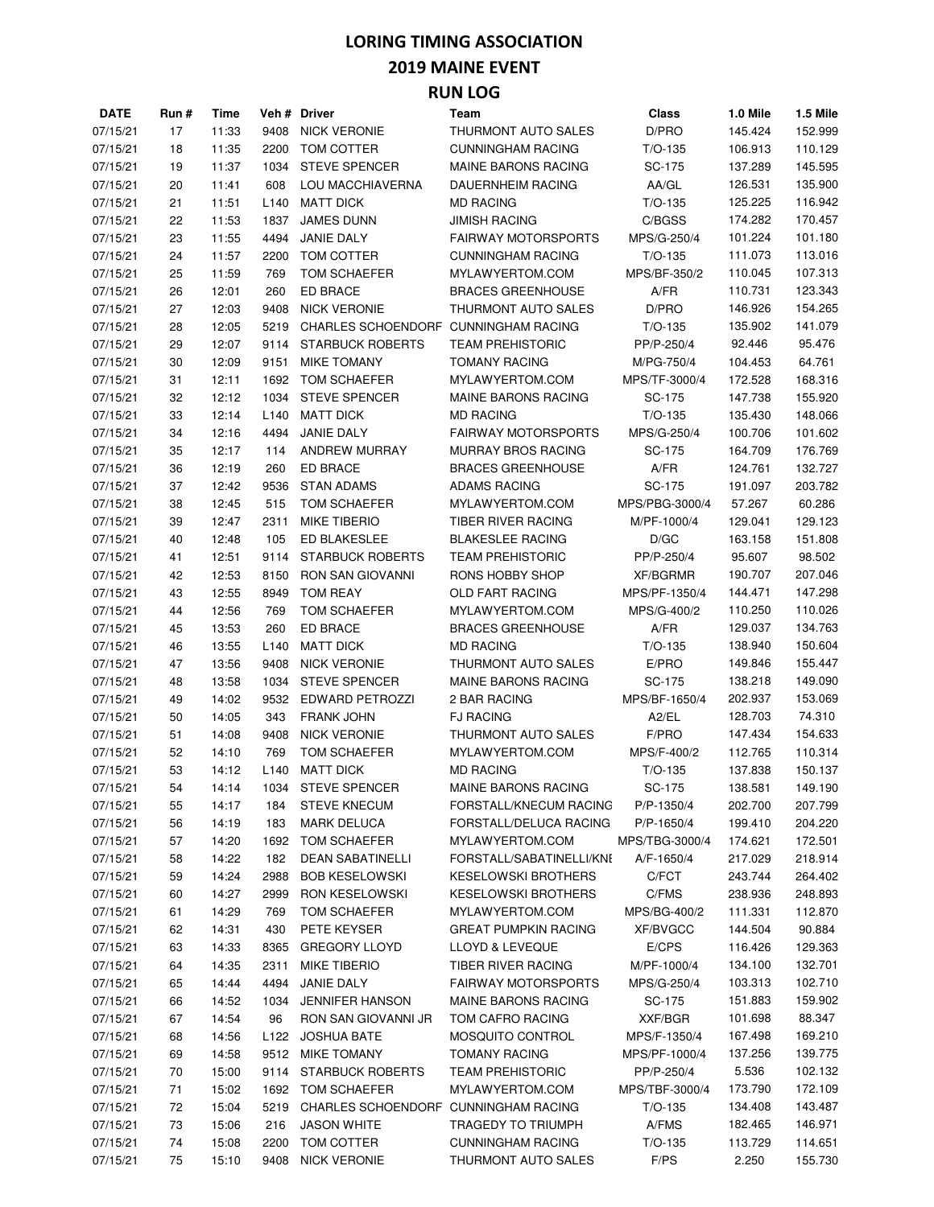# LORING TIMING ASSOCIATION

## 2019 MAINE EVENT

## RUN LOG

| DATE | Run # | Time | Veh # | Driver | Team | Class | 1.0 Mile | 1.5 Mile |
|---|---|---|---|---|---|---|---|---|
| 07/15/21 | 17 | 11:33 | 9408 | NICK VERONIE | THURMONT AUTO SALES | D/PRO | 145.424 | 152.999 |
| 07/15/21 | 18 | 11:35 | 2200 | TOM COTTER | CUNNINGHAM RACING | T/O-135 | 106.913 | 110.129 |
| 07/15/21 | 19 | 11:37 | 1034 | STEVE SPENCER | MAINE BARONS RACING | SC-175 | 137.289 | 145.595 |
| 07/15/21 | 20 | 11:41 | 608 | LOU MACCHIAVERNA | DAUERNHEIM RACING | AA/GL | 126.531 | 135.900 |
| 07/15/21 | 21 | 11:51 | L140 | MATT DICK | MD RACING | T/O-135 | 125.225 | 116.942 |
| 07/15/21 | 22 | 11:53 | 1837 | JAMES DUNN | JIMISH RACING | C/BGSS | 174.282 | 170.457 |
| 07/15/21 | 23 | 11:55 | 4494 | JANIE DALY | FAIRWAY MOTORSPORTS | MPS/G-250/4 | 101.224 | 101.180 |
| 07/15/21 | 24 | 11:57 | 2200 | TOM COTTER | CUNNINGHAM RACING | T/O-135 | 111.073 | 113.016 |
| 07/15/21 | 25 | 11:59 | 769 | TOM SCHAEFER | MYLAWYERTOM.COM | MPS/BF-350/2 | 110.045 | 107.313 |
| 07/15/21 | 26 | 12:01 | 260 | ED BRACE | BRACES GREENHOUSE | A/FR | 110.731 | 123.343 |
| 07/15/21 | 27 | 12:03 | 9408 | NICK VERONIE | THURMONT AUTO SALES | D/PRO | 146.926 | 154.265 |
| 07/15/21 | 28 | 12:05 | 5219 | CHARLES SCHOENDORF | CUNNINGHAM RACING | T/O-135 | 135.902 | 141.079 |
| 07/15/21 | 29 | 12:07 | 9114 | STARBUCK ROBERTS | TEAM PREHISTORIC | PP/P-250/4 | 92.446 | 95.476 |
| 07/15/21 | 30 | 12:09 | 9151 | MIKE TOMANY | TOMANY RACING | M/PG-750/4 | 104.453 | 64.761 |
| 07/15/21 | 31 | 12:11 | 1692 | TOM SCHAEFER | MYLAWYERTOM.COM | MPS/TF-3000/4 | 172.528 | 168.316 |
| 07/15/21 | 32 | 12:12 | 1034 | STEVE SPENCER | MAINE BARONS RACING | SC-175 | 147.738 | 155.920 |
| 07/15/21 | 33 | 12:14 | L140 | MATT DICK | MD RACING | T/O-135 | 135.430 | 148.066 |
| 07/15/21 | 34 | 12:16 | 4494 | JANIE DALY | FAIRWAY MOTORSPORTS | MPS/G-250/4 | 100.706 | 101.602 |
| 07/15/21 | 35 | 12:17 | 114 | ANDREW MURRAY | MURRAY BROS RACING | SC-175 | 164.709 | 176.769 |
| 07/15/21 | 36 | 12:19 | 260 | ED BRACE | BRACES GREENHOUSE | A/FR | 124.761 | 132.727 |
| 07/15/21 | 37 | 12:42 | 9536 | STAN ADAMS | ADAMS RACING | SC-175 | 191.097 | 203.782 |
| 07/15/21 | 38 | 12:45 | 515 | TOM SCHAEFER | MYLAWYERTOM.COM | MPS/PBG-3000/4 | 57.267 | 60.286 |
| 07/15/21 | 39 | 12:47 | 2311 | MIKE TIBERIO | TIBER RIVER RACING | M/PF-1000/4 | 129.041 | 129.123 |
| 07/15/21 | 40 | 12:48 | 105 | ED BLAKESLEE | BLAKESLEE RACING | D/GC | 163.158 | 151.808 |
| 07/15/21 | 41 | 12:51 | 9114 | STARBUCK ROBERTS | TEAM PREHISTORIC | PP/P-250/4 | 95.607 | 98.502 |
| 07/15/21 | 42 | 12:53 | 8150 | RON SAN GIOVANNI | RONS HOBBY SHOP | XF/BGRMR | 190.707 | 207.046 |
| 07/15/21 | 43 | 12:55 | 8949 | TOM REAY | OLD FART RACING | MPS/PF-1350/4 | 144.471 | 147.298 |
| 07/15/21 | 44 | 12:56 | 769 | TOM SCHAEFER | MYLAWYERTOM.COM | MPS/G-400/2 | 110.250 | 110.026 |
| 07/15/21 | 45 | 13:53 | 260 | ED BRACE | BRACES GREENHOUSE | A/FR | 129.037 | 134.763 |
| 07/15/21 | 46 | 13:55 | L140 | MATT DICK | MD RACING | T/O-135 | 138.940 | 150.604 |
| 07/15/21 | 47 | 13:56 | 9408 | NICK VERONIE | THURMONT AUTO SALES | E/PRO | 149.846 | 155.447 |
| 07/15/21 | 48 | 13:58 | 1034 | STEVE SPENCER | MAINE BARONS RACING | SC-175 | 138.218 | 149.090 |
| 07/15/21 | 49 | 14:02 | 9532 | EDWARD PETROZZI | 2 BAR RACING | MPS/BF-1650/4 | 202.937 | 153.069 |
| 07/15/21 | 50 | 14:05 | 343 | FRANK JOHN | FJ RACING | A2/EL | 128.703 | 74.310 |
| 07/15/21 | 51 | 14:08 | 9408 | NICK VERONIE | THURMONT AUTO SALES | F/PRO | 147.434 | 154.633 |
| 07/15/21 | 52 | 14:10 | 769 | TOM SCHAEFER | MYLAWYERTOM.COM | MPS/F-400/2 | 112.765 | 110.314 |
| 07/15/21 | 53 | 14:12 | L140 | MATT DICK | MD RACING | T/O-135 | 137.838 | 150.137 |
| 07/15/21 | 54 | 14:14 | 1034 | STEVE SPENCER | MAINE BARONS RACING | SC-175 | 138.581 | 149.190 |
| 07/15/21 | 55 | 14:17 | 184 | STEVE KNECUM | FORSTALL/KNECUM RACING | P/P-1350/4 | 202.700 | 207.799 |
| 07/15/21 | 56 | 14:19 | 183 | MARK DELUCA | FORSTALL/DELUCA RACING | P/P-1650/4 | 199.410 | 204.220 |
| 07/15/21 | 57 | 14:20 | 1692 | TOM SCHAEFER | MYLAWYERTOM.COM | MPS/TBG-3000/4 | 174.621 | 172.501 |
| 07/15/21 | 58 | 14:22 | 182 | DEAN SABATINELLI | FORSTALL/SABATINELLI/KNE | A/F-1650/4 | 217.029 | 218.914 |
| 07/15/21 | 59 | 14:24 | 2988 | BOB KESELOWSKI | KESELOWSKI BROTHERS | C/FCT | 243.744 | 264.402 |
| 07/15/21 | 60 | 14:27 | 2999 | RON KESELOWSKI | KESELOWSKI BROTHERS | C/FMS | 238.936 | 248.893 |
| 07/15/21 | 61 | 14:29 | 769 | TOM SCHAEFER | MYLAWYERTOM.COM | MPS/BG-400/2 | 111.331 | 112.870 |
| 07/15/21 | 62 | 14:31 | 430 | PETE KEYSER | GREAT PUMPKIN RACING | XF/BVGCC | 144.504 | 90.884 |
| 07/15/21 | 63 | 14:33 | 8365 | GREGORY LLOYD | LLOYD & LEVEQUE | E/CPS | 116.426 | 129.363 |
| 07/15/21 | 64 | 14:35 | 2311 | MIKE TIBERIO | TIBER RIVER RACING | M/PF-1000/4 | 134.100 | 132.701 |
| 07/15/21 | 65 | 14:44 | 4494 | JANIE DALY | FAIRWAY MOTORSPORTS | MPS/G-250/4 | 103.313 | 102.710 |
| 07/15/21 | 66 | 14:52 | 1034 | JENNIFER HANSON | MAINE BARONS RACING | SC-175 | 151.883 | 159.902 |
| 07/15/21 | 67 | 14:54 | 96 | RON SAN GIOVANNI JR | TOM CAFRO RACING | XXF/BGR | 101.698 | 88.347 |
| 07/15/21 | 68 | 14:56 | L122 | JOSHUA BATE | MOSQUITO CONTROL | MPS/F-1350/4 | 167.498 | 169.210 |
| 07/15/21 | 69 | 14:58 | 9512 | MIKE TOMANY | TOMANY RACING | MPS/PF-1000/4 | 137.256 | 139.775 |
| 07/15/21 | 70 | 15:00 | 9114 | STARBUCK ROBERTS | TEAM PREHISTORIC | PP/P-250/4 | 5.536 | 102.132 |
| 07/15/21 | 71 | 15:02 | 1692 | TOM SCHAEFER | MYLAWYERTOM.COM | MPS/TBF-3000/4 | 173.790 | 172.109 |
| 07/15/21 | 72 | 15:04 | 5219 | CHARLES SCHOENDORF | CUNNINGHAM RACING | T/O-135 | 134.408 | 143.487 |
| 07/15/21 | 73 | 15:06 | 216 | JASON WHITE | TRAGEDY TO TRIUMPH | A/FMS | 182.465 | 146.971 |
| 07/15/21 | 74 | 15:08 | 2200 | TOM COTTER | CUNNINGHAM RACING | T/O-135 | 113.729 | 114.651 |
| 07/15/21 | 75 | 15:10 | 9408 | NICK VERONIE | THURMONT AUTO SALES | F/PS | 2.250 | 155.730 |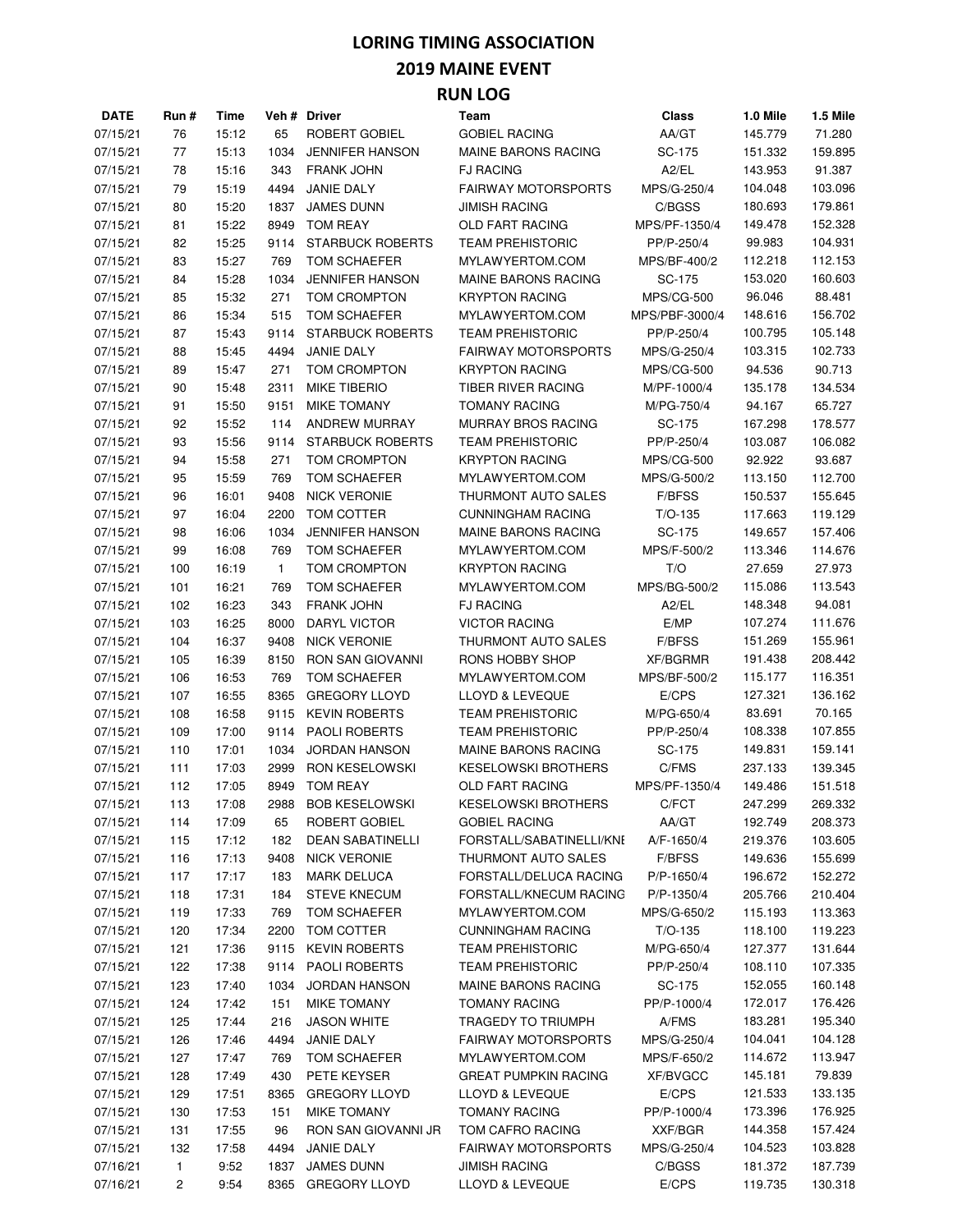# LORING TIMING ASSOCIATION

## 2019 MAINE EVENT

## RUN LOG

| DATE | Run # | Time | Veh # | Driver | Team | Class | 1.0 Mile | 1.5 Mile |
|---|---|---|---|---|---|---|---|---|
| 07/15/21 | 76 | 15:12 | 65 | ROBERT GOBIEL | GOBIEL RACING | AA/GT | 145.779 | 71.280 |
| 07/15/21 | 77 | 15:13 | 1034 | JENNIFER HANSON | MAINE BARONS RACING | SC-175 | 151.332 | 159.895 |
| 07/15/21 | 78 | 15:16 | 343 | FRANK JOHN | FJ RACING | A2/EL | 143.953 | 91.387 |
| 07/15/21 | 79 | 15:19 | 4494 | JANIE DALY | FAIRWAY MOTORSPORTS | MPS/G-250/4 | 104.048 | 103.096 |
| 07/15/21 | 80 | 15:20 | 1837 | JAMES DUNN | JIMISH RACING | C/BGSS | 180.693 | 179.861 |
| 07/15/21 | 81 | 15:22 | 8949 | TOM REAY | OLD FART RACING | MPS/PF-1350/4 | 149.478 | 152.328 |
| 07/15/21 | 82 | 15:25 | 9114 | STARBUCK ROBERTS | TEAM PREHISTORIC | PP/P-250/4 | 99.983 | 104.931 |
| 07/15/21 | 83 | 15:27 | 769 | TOM SCHAEFER | MYLAWYERTOM.COM | MPS/BF-400/2 | 112.218 | 112.153 |
| 07/15/21 | 84 | 15:28 | 1034 | JENNIFER HANSON | MAINE BARONS RACING | SC-175 | 153.020 | 160.603 |
| 07/15/21 | 85 | 15:32 | 271 | TOM CROMPTON | KRYPTON RACING | MPS/CG-500 | 96.046 | 88.481 |
| 07/15/21 | 86 | 15:34 | 515 | TOM SCHAEFER | MYLAWYERTOM.COM | MPS/PBF-3000/4 | 148.616 | 156.702 |
| 07/15/21 | 87 | 15:43 | 9114 | STARBUCK ROBERTS | TEAM PREHISTORIC | PP/P-250/4 | 100.795 | 105.148 |
| 07/15/21 | 88 | 15:45 | 4494 | JANIE DALY | FAIRWAY MOTORSPORTS | MPS/G-250/4 | 103.315 | 102.733 |
| 07/15/21 | 89 | 15:47 | 271 | TOM CROMPTON | KRYPTON RACING | MPS/CG-500 | 94.536 | 90.713 |
| 07/15/21 | 90 | 15:48 | 2311 | MIKE TIBERIO | TIBER RIVER RACING | M/PF-1000/4 | 135.178 | 134.534 |
| 07/15/21 | 91 | 15:50 | 9151 | MIKE TOMANY | TOMANY RACING | M/PG-750/4 | 94.167 | 65.727 |
| 07/15/21 | 92 | 15:52 | 114 | ANDREW MURRAY | MURRAY BROS RACING | SC-175 | 167.298 | 178.577 |
| 07/15/21 | 93 | 15:56 | 9114 | STARBUCK ROBERTS | TEAM PREHISTORIC | PP/P-250/4 | 103.087 | 106.082 |
| 07/15/21 | 94 | 15:58 | 271 | TOM CROMPTON | KRYPTON RACING | MPS/CG-500 | 92.922 | 93.687 |
| 07/15/21 | 95 | 15:59 | 769 | TOM SCHAEFER | MYLAWYERTOM.COM | MPS/G-500/2 | 113.150 | 112.700 |
| 07/15/21 | 96 | 16:01 | 9408 | NICK VERONIE | THURMONT AUTO SALES | F/BFSS | 150.537 | 155.645 |
| 07/15/21 | 97 | 16:04 | 2200 | TOM COTTER | CUNNINGHAM RACING | T/O-135 | 117.663 | 119.129 |
| 07/15/21 | 98 | 16:06 | 1034 | JENNIFER HANSON | MAINE BARONS RACING | SC-175 | 149.657 | 157.406 |
| 07/15/21 | 99 | 16:08 | 769 | TOM SCHAEFER | MYLAWYERTOM.COM | MPS/F-500/2 | 113.346 | 114.676 |
| 07/15/21 | 100 | 16:19 | 1 | TOM CROMPTON | KRYPTON RACING | T/O | 27.659 | 27.973 |
| 07/15/21 | 101 | 16:21 | 769 | TOM SCHAEFER | MYLAWYERTOM.COM | MPS/BG-500/2 | 115.086 | 113.543 |
| 07/15/21 | 102 | 16:23 | 343 | FRANK JOHN | FJ RACING | A2/EL | 148.348 | 94.081 |
| 07/15/21 | 103 | 16:25 | 8000 | DARYL VICTOR | VICTOR RACING | E/MP | 107.274 | 111.676 |
| 07/15/21 | 104 | 16:37 | 9408 | NICK VERONIE | THURMONT AUTO SALES | F/BFSS | 151.269 | 155.961 |
| 07/15/21 | 105 | 16:39 | 8150 | RON SAN GIOVANNI | RONS HOBBY SHOP | XF/BGRMR | 191.438 | 208.442 |
| 07/15/21 | 106 | 16:53 | 769 | TOM SCHAEFER | MYLAWYERTOM.COM | MPS/BF-500/2 | 115.177 | 116.351 |
| 07/15/21 | 107 | 16:55 | 8365 | GREGORY LLOYD | LLOYD & LEVEQUE | E/CPS | 127.321 | 136.162 |
| 07/15/21 | 108 | 16:58 | 9115 | KEVIN ROBERTS | TEAM PREHISTORIC | M/PG-650/4 | 83.691 | 70.165 |
| 07/15/21 | 109 | 17:00 | 9114 | PAOLI ROBERTS | TEAM PREHISTORIC | PP/P-250/4 | 108.338 | 107.855 |
| 07/15/21 | 110 | 17:01 | 1034 | JORDAN HANSON | MAINE BARONS RACING | SC-175 | 149.831 | 159.141 |
| 07/15/21 | 111 | 17:03 | 2999 | RON KESELOWSKI | KESELOWSKI BROTHERS | C/FMS | 237.133 | 139.345 |
| 07/15/21 | 112 | 17:05 | 8949 | TOM REAY | OLD FART RACING | MPS/PF-1350/4 | 149.486 | 151.518 |
| 07/15/21 | 113 | 17:08 | 2988 | BOB KESELOWSKI | KESELOWSKI BROTHERS | C/FCT | 247.299 | 269.332 |
| 07/15/21 | 114 | 17:09 | 65 | ROBERT GOBIEL | GOBIEL RACING | AA/GT | 192.749 | 208.373 |
| 07/15/21 | 115 | 17:12 | 182 | DEAN SABATINELLI | FORSTALL/SABATINELLI/KNE | A/F-1650/4 | 219.376 | 103.605 |
| 07/15/21 | 116 | 17:13 | 9408 | NICK VERONIE | THURMONT AUTO SALES | F/BFSS | 149.636 | 155.699 |
| 07/15/21 | 117 | 17:17 | 183 | MARK DELUCA | FORSTALL/DELUCA RACING | P/P-1650/4 | 196.672 | 152.272 |
| 07/15/21 | 118 | 17:31 | 184 | STEVE KNECUM | FORSTALL/KNECUM RACING | P/P-1350/4 | 205.766 | 210.404 |
| 07/15/21 | 119 | 17:33 | 769 | TOM SCHAEFER | MYLAWYERTOM.COM | MPS/G-650/2 | 115.193 | 113.363 |
| 07/15/21 | 120 | 17:34 | 2200 | TOM COTTER | CUNNINGHAM RACING | T/O-135 | 118.100 | 119.223 |
| 07/15/21 | 121 | 17:36 | 9115 | KEVIN ROBERTS | TEAM PREHISTORIC | M/PG-650/4 | 127.377 | 131.644 |
| 07/15/21 | 122 | 17:38 | 9114 | PAOLI ROBERTS | TEAM PREHISTORIC | PP/P-250/4 | 108.110 | 107.335 |
| 07/15/21 | 123 | 17:40 | 1034 | JORDAN HANSON | MAINE BARONS RACING | SC-175 | 152.055 | 160.148 |
| 07/15/21 | 124 | 17:42 | 151 | MIKE TOMANY | TOMANY RACING | PP/P-1000/4 | 172.017 | 176.426 |
| 07/15/21 | 125 | 17:44 | 216 | JASON WHITE | TRAGEDY TO TRIUMPH | A/FMS | 183.281 | 195.340 |
| 07/15/21 | 126 | 17:46 | 4494 | JANIE DALY | FAIRWAY MOTORSPORTS | MPS/G-250/4 | 104.041 | 104.128 |
| 07/15/21 | 127 | 17:47 | 769 | TOM SCHAEFER | MYLAWYERTOM.COM | MPS/F-650/2 | 114.672 | 113.947 |
| 07/15/21 | 128 | 17:49 | 430 | PETE KEYSER | GREAT PUMPKIN RACING | XF/BVGCC | 145.181 | 79.839 |
| 07/15/21 | 129 | 17:51 | 8365 | GREGORY LLOYD | LLOYD & LEVEQUE | E/CPS | 121.533 | 133.135 |
| 07/15/21 | 130 | 17:53 | 151 | MIKE TOMANY | TOMANY RACING | PP/P-1000/4 | 173.396 | 176.925 |
| 07/15/21 | 131 | 17:55 | 96 | RON SAN GIOVANNI JR | TOM CAFRO RACING | XXF/BGR | 144.358 | 157.424 |
| 07/15/21 | 132 | 17:58 | 4494 | JANIE DALY | FAIRWAY MOTORSPORTS | MPS/G-250/4 | 104.523 | 103.828 |
| 07/16/21 | 1 | 9:52 | 1837 | JAMES DUNN | JIMISH RACING | C/BGSS | 181.372 | 187.739 |
| 07/16/21 | 2 | 9:54 | 8365 | GREGORY LLOYD | LLOYD & LEVEQUE | E/CPS | 119.735 | 130.318 |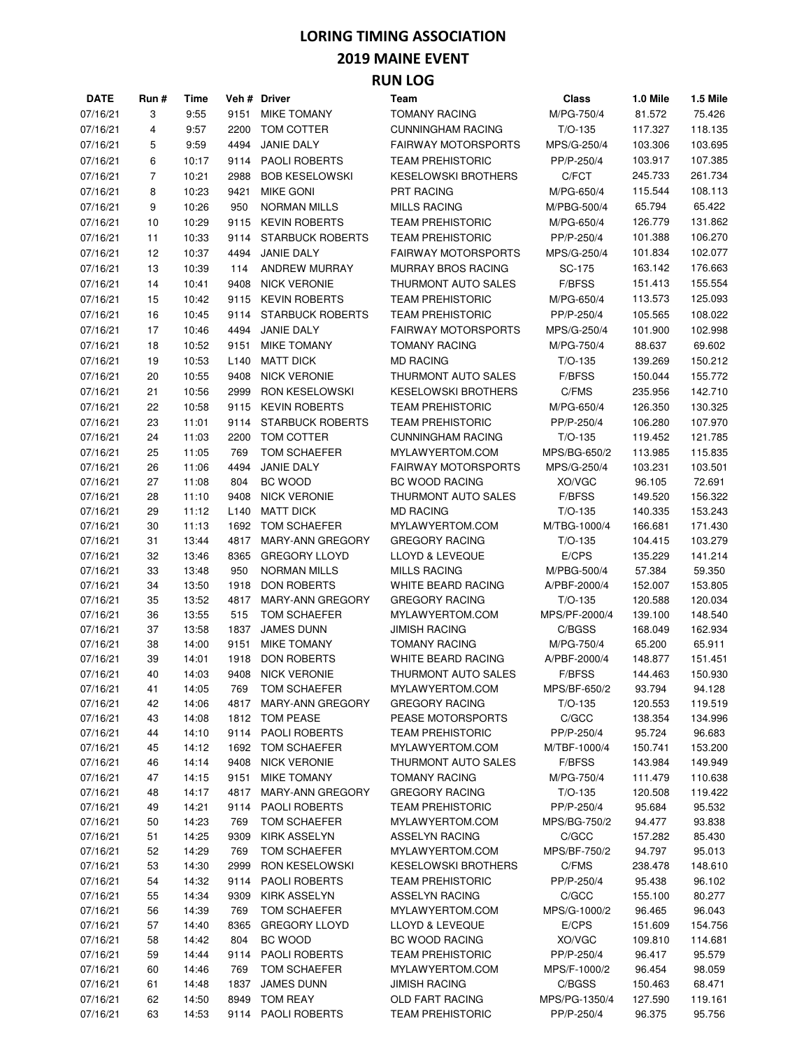# LORING TIMING ASSOCIATION
## 2019 MAINE EVENT
### RUN LOG

| DATE | Run # | Time | Veh # | Driver | Team | Class | 1.0 Mile | 1.5 Mile |
|---|---|---|---|---|---|---|---|---|
| 07/16/21 | 3 | 9:55 | 9151 | MIKE TOMANY | TOMANY RACING | M/PG-750/4 | 81.572 | 75.426 |
| 07/16/21 | 4 | 9:57 | 2200 | TOM COTTER | CUNNINGHAM RACING | T/O-135 | 117.327 | 118.135 |
| 07/16/21 | 5 | 9:59 | 4494 | JANIE DALY | FAIRWAY MOTORSPORTS | MPS/G-250/4 | 103.306 | 103.695 |
| 07/16/21 | 6 | 10:17 | 9114 | PAOLI ROBERTS | TEAM PREHISTORIC | PP/P-250/4 | 103.917 | 107.385 |
| 07/16/21 | 7 | 10:21 | 2988 | BOB KESELOWSKI | KESELOWSKI BROTHERS | C/FCT | 245.733 | 261.734 |
| 07/16/21 | 8 | 10:23 | 9421 | MIKE GONI | PRT RACING | M/PG-650/4 | 115.544 | 108.113 |
| 07/16/21 | 9 | 10:26 | 950 | NORMAN MILLS | MILLS RACING | M/PBG-500/4 | 65.794 | 65.422 |
| 07/16/21 | 10 | 10:29 | 9115 | KEVIN ROBERTS | TEAM PREHISTORIC | M/PG-650/4 | 126.779 | 131.862 |
| 07/16/21 | 11 | 10:33 | 9114 | STARBUCK ROBERTS | TEAM PREHISTORIC | PP/P-250/4 | 101.388 | 106.270 |
| 07/16/21 | 12 | 10:37 | 4494 | JANIE DALY | FAIRWAY MOTORSPORTS | MPS/G-250/4 | 101.834 | 102.077 |
| 07/16/21 | 13 | 10:39 | 114 | ANDREW MURRAY | MURRAY BROS RACING | SC-175 | 163.142 | 176.663 |
| 07/16/21 | 14 | 10:41 | 9408 | NICK VERONIE | THURMONT AUTO SALES | F/BFSS | 151.413 | 155.554 |
| 07/16/21 | 15 | 10:42 | 9115 | KEVIN ROBERTS | TEAM PREHISTORIC | M/PG-650/4 | 113.573 | 125.093 |
| 07/16/21 | 16 | 10:45 | 9114 | STARBUCK ROBERTS | TEAM PREHISTORIC | PP/P-250/4 | 105.565 | 108.022 |
| 07/16/21 | 17 | 10:46 | 4494 | JANIE DALY | FAIRWAY MOTORSPORTS | MPS/G-250/4 | 101.900 | 102.998 |
| 07/16/21 | 18 | 10:52 | 9151 | MIKE TOMANY | TOMANY RACING | M/PG-750/4 | 88.637 | 69.602 |
| 07/16/21 | 19 | 10:53 | L140 | MATT DICK | MD RACING | T/O-135 | 139.269 | 150.212 |
| 07/16/21 | 20 | 10:55 | 9408 | NICK VERONIE | THURMONT AUTO SALES | F/BFSS | 150.044 | 155.772 |
| 07/16/21 | 21 | 10:56 | 2999 | RON KESELOWSKI | KESELOWSKI BROTHERS | C/FMS | 235.956 | 142.710 |
| 07/16/21 | 22 | 10:58 | 9115 | KEVIN ROBERTS | TEAM PREHISTORIC | M/PG-650/4 | 126.350 | 130.325 |
| 07/16/21 | 23 | 11:01 | 9114 | STARBUCK ROBERTS | TEAM PREHISTORIC | PP/P-250/4 | 106.280 | 107.970 |
| 07/16/21 | 24 | 11:03 | 2200 | TOM COTTER | CUNNINGHAM RACING | T/O-135 | 119.452 | 121.785 |
| 07/16/21 | 25 | 11:05 | 769 | TOM SCHAEFER | MYLAWYERTOM.COM | MPS/BG-650/2 | 113.985 | 115.835 |
| 07/16/21 | 26 | 11:06 | 4494 | JANIE DALY | FAIRWAY MOTORSPORTS | MPS/G-250/4 | 103.231 | 103.501 |
| 07/16/21 | 27 | 11:08 | 804 | BC WOOD | BC WOOD RACING | XO/VGC | 96.105 | 72.691 |
| 07/16/21 | 28 | 11:10 | 9408 | NICK VERONIE | THURMONT AUTO SALES | F/BFSS | 149.520 | 156.322 |
| 07/16/21 | 29 | 11:12 | L140 | MATT DICK | MD RACING | T/O-135 | 140.335 | 153.243 |
| 07/16/21 | 30 | 11:13 | 1692 | TOM SCHAEFER | MYLAWYERTOM.COM | M/TBG-1000/4 | 166.681 | 171.430 |
| 07/16/21 | 31 | 13:44 | 4817 | MARY-ANN GREGORY | GREGORY RACING | T/O-135 | 104.415 | 103.279 |
| 07/16/21 | 32 | 13:46 | 8365 | GREGORY LLOYD | LLOYD & LEVEQUE | E/CPS | 135.229 | 141.214 |
| 07/16/21 | 33 | 13:48 | 950 | NORMAN MILLS | MILLS RACING | M/PBG-500/4 | 57.384 | 59.350 |
| 07/16/21 | 34 | 13:50 | 1918 | DON ROBERTS | WHITE BEARD RACING | A/PBF-2000/4 | 152.007 | 153.805 |
| 07/16/21 | 35 | 13:52 | 4817 | MARY-ANN GREGORY | GREGORY RACING | T/O-135 | 120.588 | 120.034 |
| 07/16/21 | 36 | 13:55 | 515 | TOM SCHAEFER | MYLAWYERTOM.COM | MPS/PF-2000/4 | 139.100 | 148.540 |
| 07/16/21 | 37 | 13:58 | 1837 | JAMES DUNN | JIMISH RACING | C/BGSS | 168.049 | 162.934 |
| 07/16/21 | 38 | 14:00 | 9151 | MIKE TOMANY | TOMANY RACING | M/PG-750/4 | 65.200 | 65.911 |
| 07/16/21 | 39 | 14:01 | 1918 | DON ROBERTS | WHITE BEARD RACING | A/PBF-2000/4 | 148.877 | 151.451 |
| 07/16/21 | 40 | 14:03 | 9408 | NICK VERONIE | THURMONT AUTO SALES | F/BFSS | 144.463 | 150.930 |
| 07/16/21 | 41 | 14:05 | 769 | TOM SCHAEFER | MYLAWYERTOM.COM | MPS/BF-650/2 | 93.794 | 94.128 |
| 07/16/21 | 42 | 14:06 | 4817 | MARY-ANN GREGORY | GREGORY RACING | T/O-135 | 120.553 | 119.519 |
| 07/16/21 | 43 | 14:08 | 1812 | TOM PEASE | PEASE MOTORSPORTS | C/GCC | 138.354 | 134.996 |
| 07/16/21 | 44 | 14:10 | 9114 | PAOLI ROBERTS | TEAM PREHISTORIC | PP/P-250/4 | 95.724 | 96.683 |
| 07/16/21 | 45 | 14:12 | 1692 | TOM SCHAEFER | MYLAWYERTOM.COM | M/TBF-1000/4 | 150.741 | 153.200 |
| 07/16/21 | 46 | 14:14 | 9408 | NICK VERONIE | THURMONT AUTO SALES | F/BFSS | 143.984 | 149.949 |
| 07/16/21 | 47 | 14:15 | 9151 | MIKE TOMANY | TOMANY RACING | M/PG-750/4 | 111.479 | 110.638 |
| 07/16/21 | 48 | 14:17 | 4817 | MARY-ANN GREGORY | GREGORY RACING | T/O-135 | 120.508 | 119.422 |
| 07/16/21 | 49 | 14:21 | 9114 | PAOLI ROBERTS | TEAM PREHISTORIC | PP/P-250/4 | 95.684 | 95.532 |
| 07/16/21 | 50 | 14:23 | 769 | TOM SCHAEFER | MYLAWYERTOM.COM | MPS/BG-750/2 | 94.477 | 93.838 |
| 07/16/21 | 51 | 14:25 | 9309 | KIRK ASSELYN | ASSELYN RACING | C/GCC | 157.282 | 85.430 |
| 07/16/21 | 52 | 14:29 | 769 | TOM SCHAEFER | MYLAWYERTOM.COM | MPS/BF-750/2 | 94.797 | 95.013 |
| 07/16/21 | 53 | 14:30 | 2999 | RON KESELOWSKI | KESELOWSKI BROTHERS | C/FMS | 238.478 | 148.610 |
| 07/16/21 | 54 | 14:32 | 9114 | PAOLI ROBERTS | TEAM PREHISTORIC | PP/P-250/4 | 95.438 | 96.102 |
| 07/16/21 | 55 | 14:34 | 9309 | KIRK ASSELYN | ASSELYN RACING | C/GCC | 155.100 | 80.277 |
| 07/16/21 | 56 | 14:39 | 769 | TOM SCHAEFER | MYLAWYERTOM.COM | MPS/G-1000/2 | 96.465 | 96.043 |
| 07/16/21 | 57 | 14:40 | 8365 | GREGORY LLOYD | LLOYD & LEVEQUE | E/CPS | 151.609 | 154.756 |
| 07/16/21 | 58 | 14:42 | 804 | BC WOOD | BC WOOD RACING | XO/VGC | 109.810 | 114.681 |
| 07/16/21 | 59 | 14:44 | 9114 | PAOLI ROBERTS | TEAM PREHISTORIC | PP/P-250/4 | 96.417 | 95.579 |
| 07/16/21 | 60 | 14:46 | 769 | TOM SCHAEFER | MYLAWYERTOM.COM | MPS/F-1000/2 | 96.454 | 98.059 |
| 07/16/21 | 61 | 14:48 | 1837 | JAMES DUNN | JIMISH RACING | C/BGSS | 150.463 | 68.471 |
| 07/16/21 | 62 | 14:50 | 8949 | TOM REAY | OLD FART RACING | MPS/PG-1350/4 | 127.590 | 119.161 |
| 07/16/21 | 63 | 14:53 | 9114 | PAOLI ROBERTS | TEAM PREHISTORIC | PP/P-250/4 | 96.375 | 95.756 |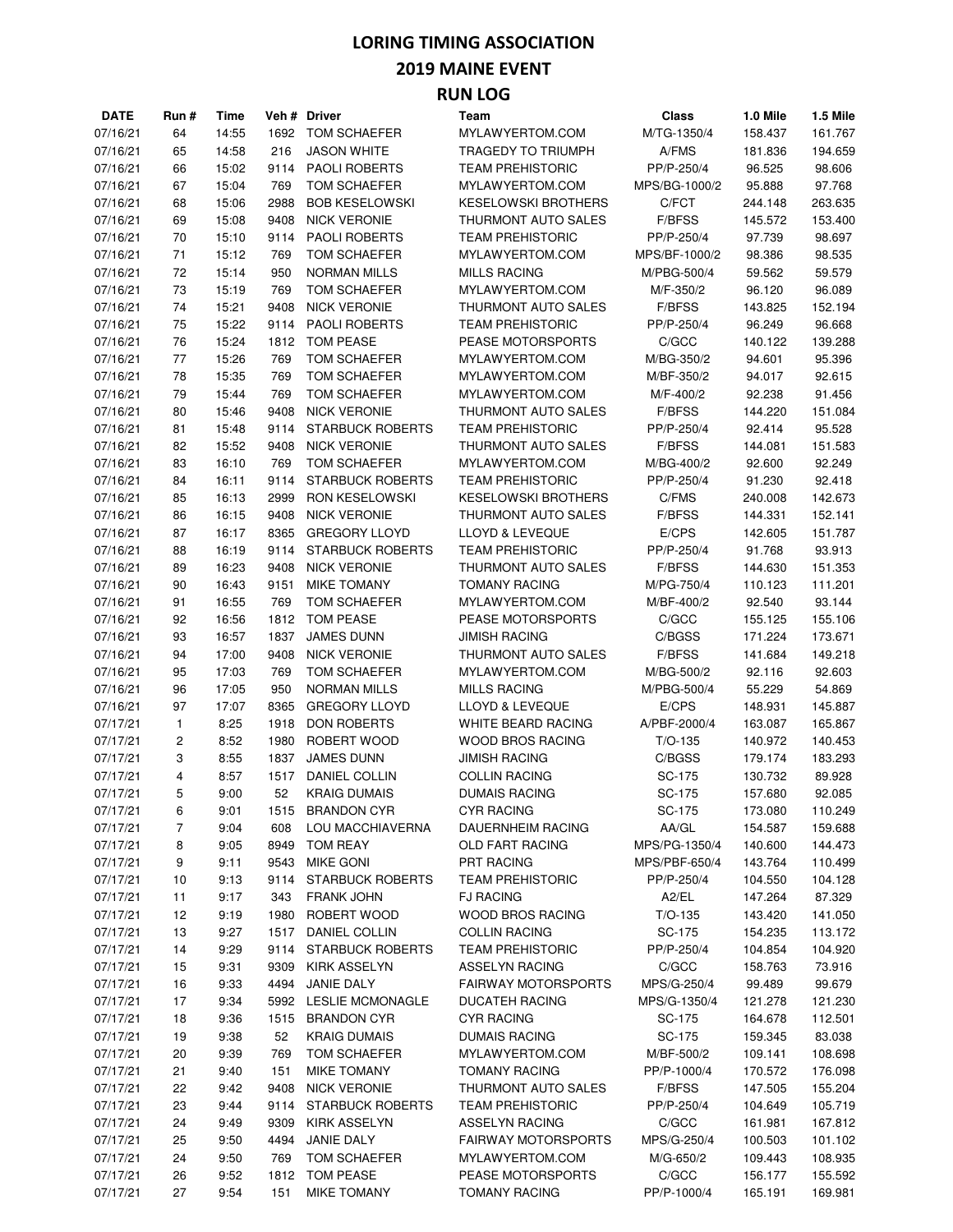# LORING TIMING ASSOCIATION
# 2019 MAINE EVENT
# RUN LOG

| DATE | Run # | Time | Veh # | Driver | Team | Class | 1.0 Mile | 1.5 Mile |
|---|---|---|---|---|---|---|---|---|
| 07/16/21 | 64 | 14:55 | 1692 | TOM SCHAEFER | MYLAWYERTOM.COM | M/TG-1350/4 | 158.437 | 161.767 |
| 07/16/21 | 65 | 14:58 | 216 | JASON WHITE | TRAGEDY TO TRIUMPH | A/FMS | 181.836 | 194.659 |
| 07/16/21 | 66 | 15:02 | 9114 | PAOLI ROBERTS | TEAM PREHISTORIC | PP/P-250/4 | 96.525 | 98.606 |
| 07/16/21 | 67 | 15:04 | 769 | TOM SCHAEFER | MYLAWYERTOM.COM | MPS/BG-1000/2 | 95.888 | 97.768 |
| 07/16/21 | 68 | 15:06 | 2988 | BOB KESELOWSKI | KESELOWSKI BROTHERS | C/FCT | 244.148 | 263.635 |
| 07/16/21 | 69 | 15:08 | 9408 | NICK VERONIE | THURMONT AUTO SALES | F/BFSS | 145.572 | 153.400 |
| 07/16/21 | 70 | 15:10 | 9114 | PAOLI ROBERTS | TEAM PREHISTORIC | PP/P-250/4 | 97.739 | 98.697 |
| 07/16/21 | 71 | 15:12 | 769 | TOM SCHAEFER | MYLAWYERTOM.COM | MPS/BF-1000/2 | 98.386 | 98.535 |
| 07/16/21 | 72 | 15:14 | 950 | NORMAN MILLS | MILLS RACING | M/PBG-500/4 | 59.562 | 59.579 |
| 07/16/21 | 73 | 15:19 | 769 | TOM SCHAEFER | MYLAWYERTOM.COM | M/F-350/2 | 96.120 | 96.089 |
| 07/16/21 | 74 | 15:21 | 9408 | NICK VERONIE | THURMONT AUTO SALES | F/BFSS | 143.825 | 152.194 |
| 07/16/21 | 75 | 15:22 | 9114 | PAOLI ROBERTS | TEAM PREHISTORIC | PP/P-250/4 | 96.249 | 96.668 |
| 07/16/21 | 76 | 15:24 | 1812 | TOM PEASE | PEASE MOTORSPORTS | C/GCC | 140.122 | 139.288 |
| 07/16/21 | 77 | 15:26 | 769 | TOM SCHAEFER | MYLAWYERTOM.COM | M/BG-350/2 | 94.601 | 95.396 |
| 07/16/21 | 78 | 15:35 | 769 | TOM SCHAEFER | MYLAWYERTOM.COM | M/BF-350/2 | 94.017 | 92.615 |
| 07/16/21 | 79 | 15:44 | 769 | TOM SCHAEFER | MYLAWYERTOM.COM | M/F-400/2 | 92.238 | 91.456 |
| 07/16/21 | 80 | 15:46 | 9408 | NICK VERONIE | THURMONT AUTO SALES | F/BFSS | 144.220 | 151.084 |
| 07/16/21 | 81 | 15:48 | 9114 | STARBUCK ROBERTS | TEAM PREHISTORIC | PP/P-250/4 | 92.414 | 95.528 |
| 07/16/21 | 82 | 15:52 | 9408 | NICK VERONIE | THURMONT AUTO SALES | F/BFSS | 144.081 | 151.583 |
| 07/16/21 | 83 | 16:10 | 769 | TOM SCHAEFER | MYLAWYERTOM.COM | M/BG-400/2 | 92.600 | 92.249 |
| 07/16/21 | 84 | 16:11 | 9114 | STARBUCK ROBERTS | TEAM PREHISTORIC | PP/P-250/4 | 91.230 | 92.418 |
| 07/16/21 | 85 | 16:13 | 2999 | RON KESELOWSKI | KESELOWSKI BROTHERS | C/FMS | 240.008 | 142.673 |
| 07/16/21 | 86 | 16:15 | 9408 | NICK VERONIE | THURMONT AUTO SALES | F/BFSS | 144.331 | 152.141 |
| 07/16/21 | 87 | 16:17 | 8365 | GREGORY LLOYD | LLOYD & LEVEQUE | E/CPS | 142.605 | 151.787 |
| 07/16/21 | 88 | 16:19 | 9114 | STARBUCK ROBERTS | TEAM PREHISTORIC | PP/P-250/4 | 91.768 | 93.913 |
| 07/16/21 | 89 | 16:23 | 9408 | NICK VERONIE | THURMONT AUTO SALES | F/BFSS | 144.630 | 151.353 |
| 07/16/21 | 90 | 16:43 | 9151 | MIKE TOMANY | TOMANY RACING | M/PG-750/4 | 110.123 | 111.201 |
| 07/16/21 | 91 | 16:55 | 769 | TOM SCHAEFER | MYLAWYERTOM.COM | M/BF-400/2 | 92.540 | 93.144 |
| 07/16/21 | 92 | 16:56 | 1812 | TOM PEASE | PEASE MOTORSPORTS | C/GCC | 155.125 | 155.106 |
| 07/16/21 | 93 | 16:57 | 1837 | JAMES DUNN | JIMISH RACING | C/BGSS | 171.224 | 173.671 |
| 07/16/21 | 94 | 17:00 | 9408 | NICK VERONIE | THURMONT AUTO SALES | F/BFSS | 141.684 | 149.218 |
| 07/16/21 | 95 | 17:03 | 769 | TOM SCHAEFER | MYLAWYERTOM.COM | M/BG-500/2 | 92.116 | 92.603 |
| 07/16/21 | 96 | 17:05 | 950 | NORMAN MILLS | MILLS RACING | M/PBG-500/4 | 55.229 | 54.869 |
| 07/16/21 | 97 | 17:07 | 8365 | GREGORY LLOYD | LLOYD & LEVEQUE | E/CPS | 148.931 | 145.887 |
| 07/17/21 | 1 | 8:25 | 1918 | DON ROBERTS | WHITE BEARD RACING | A/PBF-2000/4 | 163.087 | 165.867 |
| 07/17/21 | 2 | 8:52 | 1980 | ROBERT WOOD | WOOD BROS RACING | T/O-135 | 140.972 | 140.453 |
| 07/17/21 | 3 | 8:55 | 1837 | JAMES DUNN | JIMISH RACING | C/BGSS | 179.174 | 183.293 |
| 07/17/21 | 4 | 8:57 | 1517 | DANIEL COLLIN | COLLIN RACING | SC-175 | 130.732 | 89.928 |
| 07/17/21 | 5 | 9:00 | 52 | KRAIG DUMAIS | DUMAIS RACING | SC-175 | 157.680 | 92.085 |
| 07/17/21 | 6 | 9:01 | 1515 | BRANDON CYR | CYR RACING | SC-175 | 173.080 | 110.249 |
| 07/17/21 | 7 | 9:04 | 608 | LOU MACCHIAVERNA | DAUERNHEIM RACING | AA/GL | 154.587 | 159.688 |
| 07/17/21 | 8 | 9:05 | 8949 | TOM REAY | OLD FART RACING | MPS/PG-1350/4 | 140.600 | 144.473 |
| 07/17/21 | 9 | 9:11 | 9543 | MIKE GONI | PRT RACING | MPS/PBF-650/4 | 143.764 | 110.499 |
| 07/17/21 | 10 | 9:13 | 9114 | STARBUCK ROBERTS | TEAM PREHISTORIC | PP/P-250/4 | 104.550 | 104.128 |
| 07/17/21 | 11 | 9:17 | 343 | FRANK JOHN | FJ RACING | A2/EL | 147.264 | 87.329 |
| 07/17/21 | 12 | 9:19 | 1980 | ROBERT WOOD | WOOD BROS RACING | T/O-135 | 143.420 | 141.050 |
| 07/17/21 | 13 | 9:27 | 1517 | DANIEL COLLIN | COLLIN RACING | SC-175 | 154.235 | 113.172 |
| 07/17/21 | 14 | 9:29 | 9114 | STARBUCK ROBERTS | TEAM PREHISTORIC | PP/P-250/4 | 104.854 | 104.920 |
| 07/17/21 | 15 | 9:31 | 9309 | KIRK ASSELYN | ASSELYN RACING | C/GCC | 158.763 | 73.916 |
| 07/17/21 | 16 | 9:33 | 4494 | JANIE DALY | FAIRWAY MOTORSPORTS | MPS/G-250/4 | 99.489 | 99.679 |
| 07/17/21 | 17 | 9:34 | 5992 | LESLIE MCMONAGLE | DUCATEH RACING | MPS/G-1350/4 | 121.278 | 121.230 |
| 07/17/21 | 18 | 9:36 | 1515 | BRANDON CYR | CYR RACING | SC-175 | 164.678 | 112.501 |
| 07/17/21 | 19 | 9:38 | 52 | KRAIG DUMAIS | DUMAIS RACING | SC-175 | 159.345 | 83.038 |
| 07/17/21 | 20 | 9:39 | 769 | TOM SCHAEFER | MYLAWYERTOM.COM | M/BF-500/2 | 109.141 | 108.698 |
| 07/17/21 | 21 | 9:40 | 151 | MIKE TOMANY | TOMANY RACING | PP/P-1000/4 | 170.572 | 176.098 |
| 07/17/21 | 22 | 9:42 | 9408 | NICK VERONIE | THURMONT AUTO SALES | F/BFSS | 147.505 | 155.204 |
| 07/17/21 | 23 | 9:44 | 9114 | STARBUCK ROBERTS | TEAM PREHISTORIC | PP/P-250/4 | 104.649 | 105.719 |
| 07/17/21 | 24 | 9:49 | 9309 | KIRK ASSELYN | ASSELYN RACING | C/GCC | 161.981 | 167.812 |
| 07/17/21 | 25 | 9:50 | 4494 | JANIE DALY | FAIRWAY MOTORSPORTS | MPS/G-250/4 | 100.503 | 101.102 |
| 07/17/21 | 24 | 9:50 | 769 | TOM SCHAEFER | MYLAWYERTOM.COM | M/G-650/2 | 109.443 | 108.935 |
| 07/17/21 | 26 | 9:52 | 1812 | TOM PEASE | PEASE MOTORSPORTS | C/GCC | 156.177 | 155.592 |
| 07/17/21 | 27 | 9:54 | 151 | MIKE TOMANY | TOMANY RACING | PP/P-1000/4 | 165.191 | 169.981 |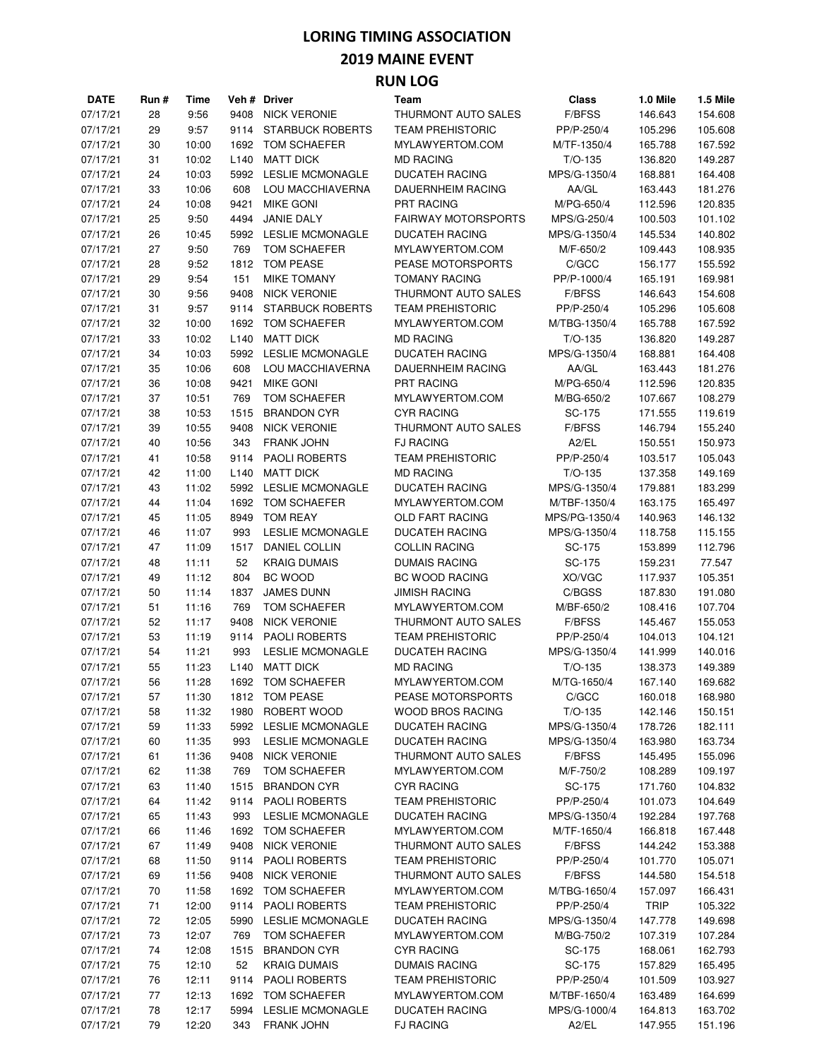# LORING TIMING ASSOCIATION

## 2019 MAINE EVENT

### RUN LOG

| DATE | Run # | Time | Veh # | Driver | Team | Class | 1.0 Mile | 1.5 Mile |
|---|---|---|---|---|---|---|---|---|
| 07/17/21 | 28 | 9:56 | 9408 | NICK VERONIE | THURMONT AUTO SALES | F/BFSS | 146.643 | 154.608 |
| 07/17/21 | 29 | 9:57 | 9114 | STARBUCK ROBERTS | TEAM PREHISTORIC | PP/P-250/4 | 105.296 | 105.608 |
| 07/17/21 | 30 | 10:00 | 1692 | TOM SCHAEFER | MYLAWYERTOM.COM | M/TF-1350/4 | 165.788 | 167.592 |
| 07/17/21 | 31 | 10:02 | L140 | MATT DICK | MD RACING | T/O-135 | 136.820 | 149.287 |
| 07/17/21 | 24 | 10:03 | 5992 | LESLIE MCMONAGLE | DUCATEH RACING | MPS/G-1350/4 | 168.881 | 164.408 |
| 07/17/21 | 33 | 10:06 | 608 | LOU MACCHIAVERNA | DAUERNHEIM RACING | AA/GL | 163.443 | 181.276 |
| 07/17/21 | 24 | 10:08 | 9421 | MIKE GONI | PRT RACING | M/PG-650/4 | 112.596 | 120.835 |
| 07/17/21 | 25 | 9:50 | 4494 | JANIE DALY | FAIRWAY MOTORSPORTS | MPS/G-250/4 | 100.503 | 101.102 |
| 07/17/21 | 26 | 10:45 | 5992 | LESLIE MCMONAGLE | DUCATEH RACING | MPS/G-1350/4 | 145.534 | 140.802 |
| 07/17/21 | 27 | 9:50 | 769 | TOM SCHAEFER | MYLAWYERTOM.COM | M/F-650/2 | 109.443 | 108.935 |
| 07/17/21 | 28 | 9:52 | 1812 | TOM PEASE | PEASE MOTORSPORTS | C/GCC | 156.177 | 155.592 |
| 07/17/21 | 29 | 9:54 | 151 | MIKE TOMANY | TOMANY RACING | PP/P-1000/4 | 165.191 | 169.981 |
| 07/17/21 | 30 | 9:56 | 9408 | NICK VERONIE | THURMONT AUTO SALES | F/BFSS | 146.643 | 154.608 |
| 07/17/21 | 31 | 9:57 | 9114 | STARBUCK ROBERTS | TEAM PREHISTORIC | PP/P-250/4 | 105.296 | 105.608 |
| 07/17/21 | 32 | 10:00 | 1692 | TOM SCHAEFER | MYLAWYERTOM.COM | M/TBG-1350/4 | 165.788 | 167.592 |
| 07/17/21 | 33 | 10:02 | L140 | MATT DICK | MD RACING | T/O-135 | 136.820 | 149.287 |
| 07/17/21 | 34 | 10:03 | 5992 | LESLIE MCMONAGLE | DUCATEH RACING | MPS/G-1350/4 | 168.881 | 164.408 |
| 07/17/21 | 35 | 10:06 | 608 | LOU MACCHIAVERNA | DAUERNHEIM RACING | AA/GL | 163.443 | 181.276 |
| 07/17/21 | 36 | 10:08 | 9421 | MIKE GONI | PRT RACING | M/PG-650/4 | 112.596 | 120.835 |
| 07/17/21 | 37 | 10:51 | 769 | TOM SCHAEFER | MYLAWYERTOM.COM | M/BG-650/2 | 107.667 | 108.279 |
| 07/17/21 | 38 | 10:53 | 1515 | BRANDON CYR | CYR RACING | SC-175 | 171.555 | 119.619 |
| 07/17/21 | 39 | 10:55 | 9408 | NICK VERONIE | THURMONT AUTO SALES | F/BFSS | 146.794 | 155.240 |
| 07/17/21 | 40 | 10:56 | 343 | FRANK JOHN | FJ RACING | A2/EL | 150.551 | 150.973 |
| 07/17/21 | 41 | 10:58 | 9114 | PAOLI ROBERTS | TEAM PREHISTORIC | PP/P-250/4 | 103.517 | 105.043 |
| 07/17/21 | 42 | 11:00 | L140 | MATT DICK | MD RACING | T/O-135 | 137.358 | 149.169 |
| 07/17/21 | 43 | 11:02 | 5992 | LESLIE MCMONAGLE | DUCATEH RACING | MPS/G-1350/4 | 179.881 | 183.299 |
| 07/17/21 | 44 | 11:04 | 1692 | TOM SCHAEFER | MYLAWYERTOM.COM | M/TBF-1350/4 | 163.175 | 165.497 |
| 07/17/21 | 45 | 11:05 | 8949 | TOM REAY | OLD FART RACING | MPS/PG-1350/4 | 140.963 | 146.132 |
| 07/17/21 | 46 | 11:07 | 993 | LESLIE MCMONAGLE | DUCATEH RACING | MPS/G-1350/4 | 118.758 | 115.155 |
| 07/17/21 | 47 | 11:09 | 1517 | DANIEL COLLIN | COLLIN RACING | SC-175 | 153.899 | 112.796 |
| 07/17/21 | 48 | 11:11 | 52 | KRAIG DUMAIS | DUMAIS RACING | SC-175 | 159.231 | 77.547 |
| 07/17/21 | 49 | 11:12 | 804 | BC WOOD | BC WOOD RACING | XO/VGC | 117.937 | 105.351 |
| 07/17/21 | 50 | 11:14 | 1837 | JAMES DUNN | JIMISH RACING | C/BGSS | 187.830 | 191.080 |
| 07/17/21 | 51 | 11:16 | 769 | TOM SCHAEFER | MYLAWYERTOM.COM | M/BF-650/2 | 108.416 | 107.704 |
| 07/17/21 | 52 | 11:17 | 9408 | NICK VERONIE | THURMONT AUTO SALES | F/BFSS | 145.467 | 155.053 |
| 07/17/21 | 53 | 11:19 | 9114 | PAOLI ROBERTS | TEAM PREHISTORIC | PP/P-250/4 | 104.013 | 104.121 |
| 07/17/21 | 54 | 11:21 | 993 | LESLIE MCMONAGLE | DUCATEH RACING | MPS/G-1350/4 | 141.999 | 140.016 |
| 07/17/21 | 55 | 11:23 | L140 | MATT DICK | MD RACING | T/O-135 | 138.373 | 149.389 |
| 07/17/21 | 56 | 11:28 | 1692 | TOM SCHAEFER | MYLAWYERTOM.COM | M/TG-1650/4 | 167.140 | 169.682 |
| 07/17/21 | 57 | 11:30 | 1812 | TOM PEASE | PEASE MOTORSPORTS | C/GCC | 160.018 | 168.980 |
| 07/17/21 | 58 | 11:32 | 1980 | ROBERT WOOD | WOOD BROS RACING | T/O-135 | 142.146 | 150.151 |
| 07/17/21 | 59 | 11:33 | 5992 | LESLIE MCMONAGLE | DUCATEH RACING | MPS/G-1350/4 | 178.726 | 182.111 |
| 07/17/21 | 60 | 11:35 | 993 | LESLIE MCMONAGLE | DUCATEH RACING | MPS/G-1350/4 | 163.980 | 163.734 |
| 07/17/21 | 61 | 11:36 | 9408 | NICK VERONIE | THURMONT AUTO SALES | F/BFSS | 145.495 | 155.096 |
| 07/17/21 | 62 | 11:38 | 769 | TOM SCHAEFER | MYLAWYERTOM.COM | M/F-750/2 | 108.289 | 109.197 |
| 07/17/21 | 63 | 11:40 | 1515 | BRANDON CYR | CYR RACING | SC-175 | 171.760 | 104.832 |
| 07/17/21 | 64 | 11:42 | 9114 | PAOLI ROBERTS | TEAM PREHISTORIC | PP/P-250/4 | 101.073 | 104.649 |
| 07/17/21 | 65 | 11:43 | 993 | LESLIE MCMONAGLE | DUCATEH RACING | MPS/G-1350/4 | 192.284 | 197.768 |
| 07/17/21 | 66 | 11:46 | 1692 | TOM SCHAEFER | MYLAWYERTOM.COM | M/TF-1650/4 | 166.818 | 167.448 |
| 07/17/21 | 67 | 11:49 | 9408 | NICK VERONIE | THURMONT AUTO SALES | F/BFSS | 144.242 | 153.388 |
| 07/17/21 | 68 | 11:50 | 9114 | PAOLI ROBERTS | TEAM PREHISTORIC | PP/P-250/4 | 101.770 | 105.071 |
| 07/17/21 | 69 | 11:56 | 9408 | NICK VERONIE | THURMONT AUTO SALES | F/BFSS | 144.580 | 154.518 |
| 07/17/21 | 70 | 11:58 | 1692 | TOM SCHAEFER | MYLAWYERTOM.COM | M/TBG-1650/4 | 157.097 | 166.431 |
| 07/17/21 | 71 | 12:00 | 9114 | PAOLI ROBERTS | TEAM PREHISTORIC | PP/P-250/4 | TRIP | 105.322 |
| 07/17/21 | 72 | 12:05 | 5990 | LESLIE MCMONAGLE | DUCATEH RACING | MPS/G-1350/4 | 147.778 | 149.698 |
| 07/17/21 | 73 | 12:07 | 769 | TOM SCHAEFER | MYLAWYERTOM.COM | M/BG-750/2 | 107.319 | 107.284 |
| 07/17/21 | 74 | 12:08 | 1515 | BRANDON CYR | CYR RACING | SC-175 | 168.061 | 162.793 |
| 07/17/21 | 75 | 12:10 | 52 | KRAIG DUMAIS | DUMAIS RACING | SC-175 | 157.829 | 165.495 |
| 07/17/21 | 76 | 12:11 | 9114 | PAOLI ROBERTS | TEAM PREHISTORIC | PP/P-250/4 | 101.509 | 103.927 |
| 07/17/21 | 77 | 12:13 | 1692 | TOM SCHAEFER | MYLAWYERTOM.COM | M/TBF-1650/4 | 163.489 | 164.699 |
| 07/17/21 | 78 | 12:17 | 5994 | LESLIE MCMONAGLE | DUCATEH RACING | MPS/G-1000/4 | 164.813 | 163.702 |
| 07/17/21 | 79 | 12:20 | 343 | FRANK JOHN | FJ RACING | A2/EL | 147.955 | 151.196 |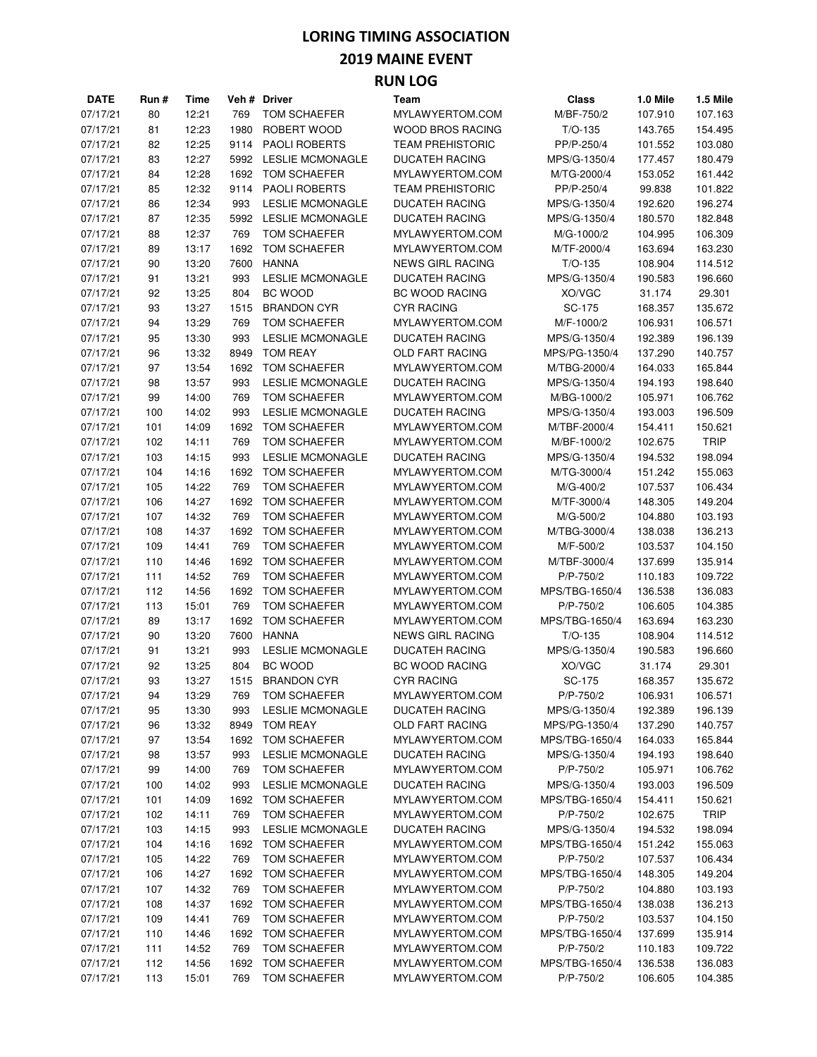# LORING TIMING ASSOCIATION
## 2019 MAINE EVENT
### RUN LOG

| DATE | Run # | Time | Veh # | Driver | Team | Class | 1.0 Mile | 1.5 Mile |
|---|---|---|---|---|---|---|---|---|
| 07/17/21 | 80 | 12:21 | 769 | TOM SCHAEFER | MYLAWYERTOM.COM | M/BF-750/2 | 107.910 | 107.163 |
| 07/17/21 | 81 | 12:23 | 1980 | ROBERT WOOD | WOOD BROS RACING | T/O-135 | 143.765 | 154.495 |
| 07/17/21 | 82 | 12:25 | 9114 | PAOLI ROBERTS | TEAM PREHISTORIC | PP/P-250/4 | 101.552 | 103.080 |
| 07/17/21 | 83 | 12:27 | 5992 | LESLIE MCMONAGLE | DUCATEH RACING | MPS/G-1350/4 | 177.457 | 180.479 |
| 07/17/21 | 84 | 12:28 | 1692 | TOM SCHAEFER | MYLAWYERTOM.COM | M/TG-2000/4 | 153.052 | 161.442 |
| 07/17/21 | 85 | 12:32 | 9114 | PAOLI ROBERTS | TEAM PREHISTORIC | PP/P-250/4 | 99.838 | 101.822 |
| 07/17/21 | 86 | 12:34 | 993 | LESLIE MCMONAGLE | DUCATEH RACING | MPS/G-1350/4 | 192.620 | 196.274 |
| 07/17/21 | 87 | 12:35 | 5992 | LESLIE MCMONAGLE | DUCATEH RACING | MPS/G-1350/4 | 180.570 | 182.848 |
| 07/17/21 | 88 | 12:37 | 769 | TOM SCHAEFER | MYLAWYERTOM.COM | M/G-1000/2 | 104.995 | 106.309 |
| 07/17/21 | 89 | 13:17 | 1692 | TOM SCHAEFER | MYLAWYERTOM.COM | M/TF-2000/4 | 163.694 | 163.230 |
| 07/17/21 | 90 | 13:20 | 7600 | HANNA | NEWS GIRL RACING | T/O-135 | 108.904 | 114.512 |
| 07/17/21 | 91 | 13:21 | 993 | LESLIE MCMONAGLE | DUCATEH RACING | MPS/G-1350/4 | 190.583 | 196.660 |
| 07/17/21 | 92 | 13:25 | 804 | BC WOOD | BC WOOD RACING | XO/VGC | 31.174 | 29.301 |
| 07/17/21 | 93 | 13:27 | 1515 | BRANDON CYR | CYR RACING | SC-175 | 168.357 | 135.672 |
| 07/17/21 | 94 | 13:29 | 769 | TOM SCHAEFER | MYLAWYERTOM.COM | M/F-1000/2 | 106.931 | 106.571 |
| 07/17/21 | 95 | 13:30 | 993 | LESLIE MCMONAGLE | DUCATEH RACING | MPS/G-1350/4 | 192.389 | 196.139 |
| 07/17/21 | 96 | 13:32 | 8949 | TOM REAY | OLD FART RACING | MPS/PG-1350/4 | 137.290 | 140.757 |
| 07/17/21 | 97 | 13:54 | 1692 | TOM SCHAEFER | MYLAWYERTOM.COM | M/TBG-2000/4 | 164.033 | 165.844 |
| 07/17/21 | 98 | 13:57 | 993 | LESLIE MCMONAGLE | DUCATEH RACING | MPS/G-1350/4 | 194.193 | 198.640 |
| 07/17/21 | 99 | 14:00 | 769 | TOM SCHAEFER | MYLAWYERTOM.COM | M/BG-1000/2 | 105.971 | 106.762 |
| 07/17/21 | 100 | 14:02 | 993 | LESLIE MCMONAGLE | DUCATEH RACING | MPS/G-1350/4 | 193.003 | 196.509 |
| 07/17/21 | 101 | 14:09 | 1692 | TOM SCHAEFER | MYLAWYERTOM.COM | M/TBF-2000/4 | 154.411 | 150.621 |
| 07/17/21 | 102 | 14:11 | 769 | TOM SCHAEFER | MYLAWYERTOM.COM | M/BF-1000/2 | 102.675 | TRIP |
| 07/17/21 | 103 | 14:15 | 993 | LESLIE MCMONAGLE | DUCATEH RACING | MPS/G-1350/4 | 194.532 | 198.094 |
| 07/17/21 | 104 | 14:16 | 1692 | TOM SCHAEFER | MYLAWYERTOM.COM | M/TG-3000/4 | 151.242 | 155.063 |
| 07/17/21 | 105 | 14:22 | 769 | TOM SCHAEFER | MYLAWYERTOM.COM | M/G-400/2 | 107.537 | 106.434 |
| 07/17/21 | 106 | 14:27 | 1692 | TOM SCHAEFER | MYLAWYERTOM.COM | M/TF-3000/4 | 148.305 | 149.204 |
| 07/17/21 | 107 | 14:32 | 769 | TOM SCHAEFER | MYLAWYERTOM.COM | M/G-500/2 | 104.880 | 103.193 |
| 07/17/21 | 108 | 14:37 | 1692 | TOM SCHAEFER | MYLAWYERTOM.COM | M/TBG-3000/4 | 138.038 | 136.213 |
| 07/17/21 | 109 | 14:41 | 769 | TOM SCHAEFER | MYLAWYERTOM.COM | M/F-500/2 | 103.537 | 104.150 |
| 07/17/21 | 110 | 14:46 | 1692 | TOM SCHAEFER | MYLAWYERTOM.COM | M/TBF-3000/4 | 137.699 | 135.914 |
| 07/17/21 | 111 | 14:52 | 769 | TOM SCHAEFER | MYLAWYERTOM.COM | P/P-750/2 | 110.183 | 109.722 |
| 07/17/21 | 112 | 14:56 | 1692 | TOM SCHAEFER | MYLAWYERTOM.COM | MPS/TBG-1650/4 | 136.538 | 136.083 |
| 07/17/21 | 113 | 15:01 | 769 | TOM SCHAEFER | MYLAWYERTOM.COM | P/P-750/2 | 106.605 | 104.385 |
| 07/17/21 | 89 | 13:17 | 1692 | TOM SCHAEFER | MYLAWYERTOM.COM | MPS/TBG-1650/4 | 163.694 | 163.230 |
| 07/17/21 | 90 | 13:20 | 7600 | HANNA | NEWS GIRL RACING | T/O-135 | 108.904 | 114.512 |
| 07/17/21 | 91 | 13:21 | 993 | LESLIE MCMONAGLE | DUCATEH RACING | MPS/G-1350/4 | 190.583 | 196.660 |
| 07/17/21 | 92 | 13:25 | 804 | BC WOOD | BC WOOD RACING | XO/VGC | 31.174 | 29.301 |
| 07/17/21 | 93 | 13:27 | 1515 | BRANDON CYR | CYR RACING | SC-175 | 168.357 | 135.672 |
| 07/17/21 | 94 | 13:29 | 769 | TOM SCHAEFER | MYLAWYERTOM.COM | P/P-750/2 | 106.931 | 106.571 |
| 07/17/21 | 95 | 13:30 | 993 | LESLIE MCMONAGLE | DUCATEH RACING | MPS/G-1350/4 | 192.389 | 196.139 |
| 07/17/21 | 96 | 13:32 | 8949 | TOM REAY | OLD FART RACING | MPS/PG-1350/4 | 137.290 | 140.757 |
| 07/17/21 | 97 | 13:54 | 1692 | TOM SCHAEFER | MYLAWYERTOM.COM | MPS/TBG-1650/4 | 164.033 | 165.844 |
| 07/17/21 | 98 | 13:57 | 993 | LESLIE MCMONAGLE | DUCATEH RACING | MPS/G-1350/4 | 194.193 | 198.640 |
| 07/17/21 | 99 | 14:00 | 769 | TOM SCHAEFER | MYLAWYERTOM.COM | P/P-750/2 | 105.971 | 106.762 |
| 07/17/21 | 100 | 14:02 | 993 | LESLIE MCMONAGLE | DUCATEH RACING | MPS/G-1350/4 | 193.003 | 196.509 |
| 07/17/21 | 101 | 14:09 | 1692 | TOM SCHAEFER | MYLAWYERTOM.COM | MPS/TBG-1650/4 | 154.411 | 150.621 |
| 07/17/21 | 102 | 14:11 | 769 | TOM SCHAEFER | MYLAWYERTOM.COM | P/P-750/2 | 102.675 | TRIP |
| 07/17/21 | 103 | 14:15 | 993 | LESLIE MCMONAGLE | DUCATEH RACING | MPS/G-1350/4 | 194.532 | 198.094 |
| 07/17/21 | 104 | 14:16 | 1692 | TOM SCHAEFER | MYLAWYERTOM.COM | MPS/TBG-1650/4 | 151.242 | 155.063 |
| 07/17/21 | 105 | 14:22 | 769 | TOM SCHAEFER | MYLAWYERTOM.COM | P/P-750/2 | 107.537 | 106.434 |
| 07/17/21 | 106 | 14:27 | 1692 | TOM SCHAEFER | MYLAWYERTOM.COM | MPS/TBG-1650/4 | 148.305 | 149.204 |
| 07/17/21 | 107 | 14:32 | 769 | TOM SCHAEFER | MYLAWYERTOM.COM | P/P-750/2 | 104.880 | 103.193 |
| 07/17/21 | 108 | 14:37 | 1692 | TOM SCHAEFER | MYLAWYERTOM.COM | MPS/TBG-1650/4 | 138.038 | 136.213 |
| 07/17/21 | 109 | 14:41 | 769 | TOM SCHAEFER | MYLAWYERTOM.COM | P/P-750/2 | 103.537 | 104.150 |
| 07/17/21 | 110 | 14:46 | 1692 | TOM SCHAEFER | MYLAWYERTOM.COM | MPS/TBG-1650/4 | 137.699 | 135.914 |
| 07/17/21 | 111 | 14:52 | 769 | TOM SCHAEFER | MYLAWYERTOM.COM | P/P-750/2 | 110.183 | 109.722 |
| 07/17/21 | 112 | 14:56 | 1692 | TOM SCHAEFER | MYLAWYERTOM.COM | MPS/TBG-1650/4 | 136.538 | 136.083 |
| 07/17/21 | 113 | 15:01 | 769 | TOM SCHAEFER | MYLAWYERTOM.COM | P/P-750/2 | 106.605 | 104.385 |